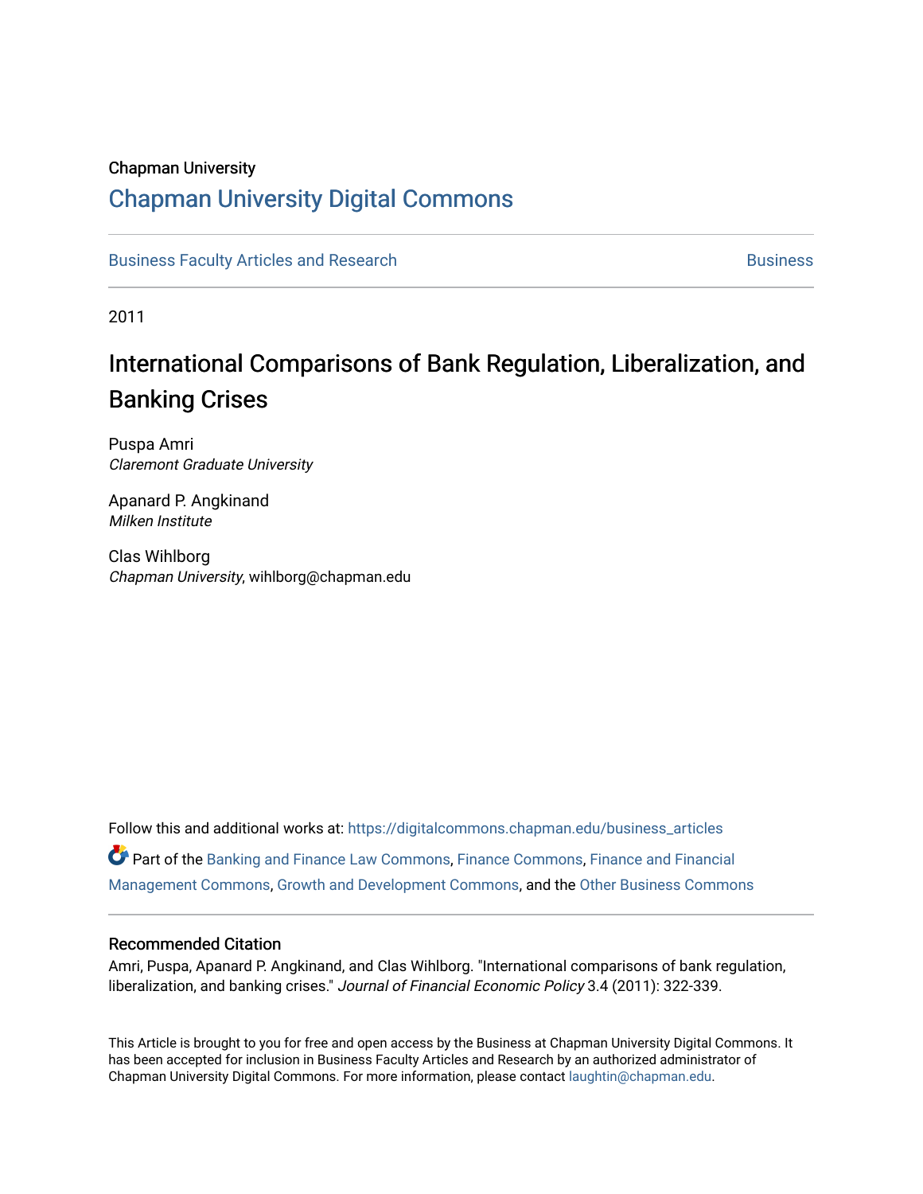Chapman University

# Chapman University Digital Commons

Business Faculty Articles and Research | Business

2011

## International Comparisons of Bank Regulation, Liberalization, and Banking Crises

Puspa Amri
*Claremont Graduate University*

Apanard P. Angkinand
*Milken Institute*

Clas Wihlborg
*Chapman University*, wihlborg@chapman.edu

Follow this and additional works at: https://digitalcommons.chapman.edu/business_articles

Part of the Banking and Finance Law Commons, Finance Commons, Finance and Financial Management Commons, Growth and Development Commons, and the Other Business Commons

### Recommended Citation

Amri, Puspa, Apanard P. Angkinand, and Clas Wihlborg. "International comparisons of bank regulation, liberalization, and banking crises." *Journal of Financial Economic Policy* 3.4 (2011): 322-339.

This Article is brought to you for free and open access by the Business at Chapman University Digital Commons. It has been accepted for inclusion in Business Faculty Articles and Research by an authorized administrator of Chapman University Digital Commons. For more information, please contact laughtin@chapman.edu.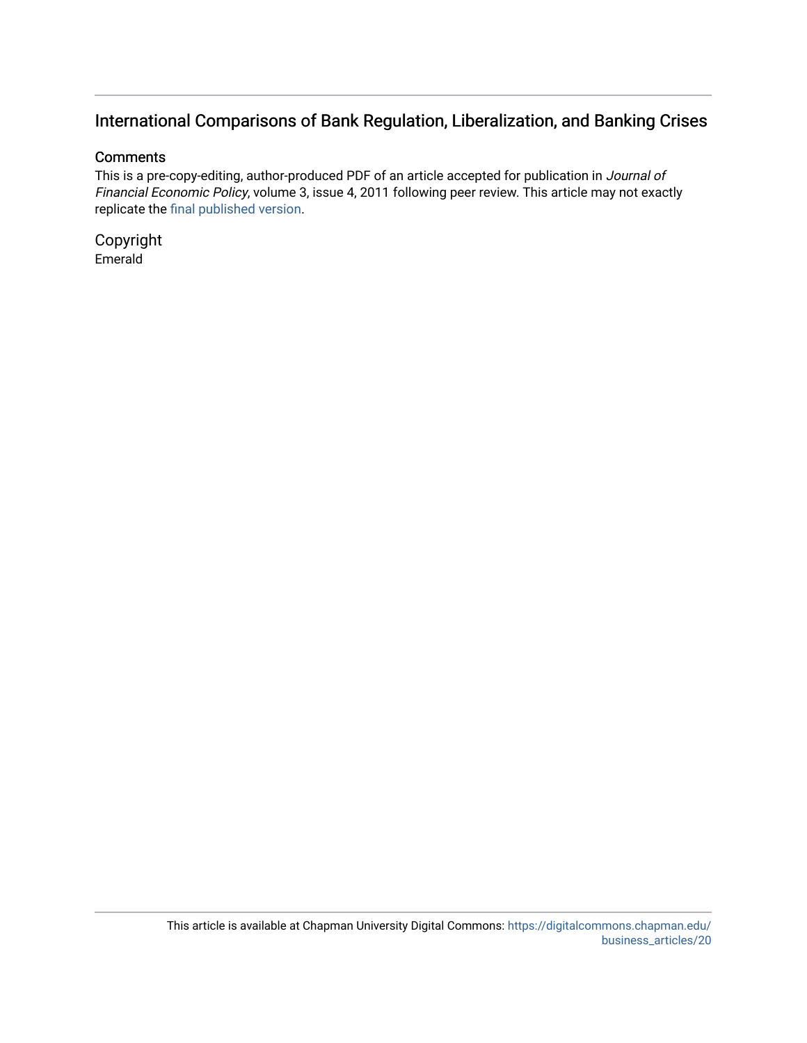# International Comparisons of Bank Regulation, Liberalization, and Banking Crises

## Comments

This is a pre-copy-editing, author-produced PDF of an article accepted for publication in *Journal of Financial Economic Policy*, volume 3, issue 4, 2011 following peer review. This article may not exactly replicate the final published version.

## Copyright

Emerald

This article is available at Chapman University Digital Commons: https://digitalcommons.chapman.edu/business_articles/20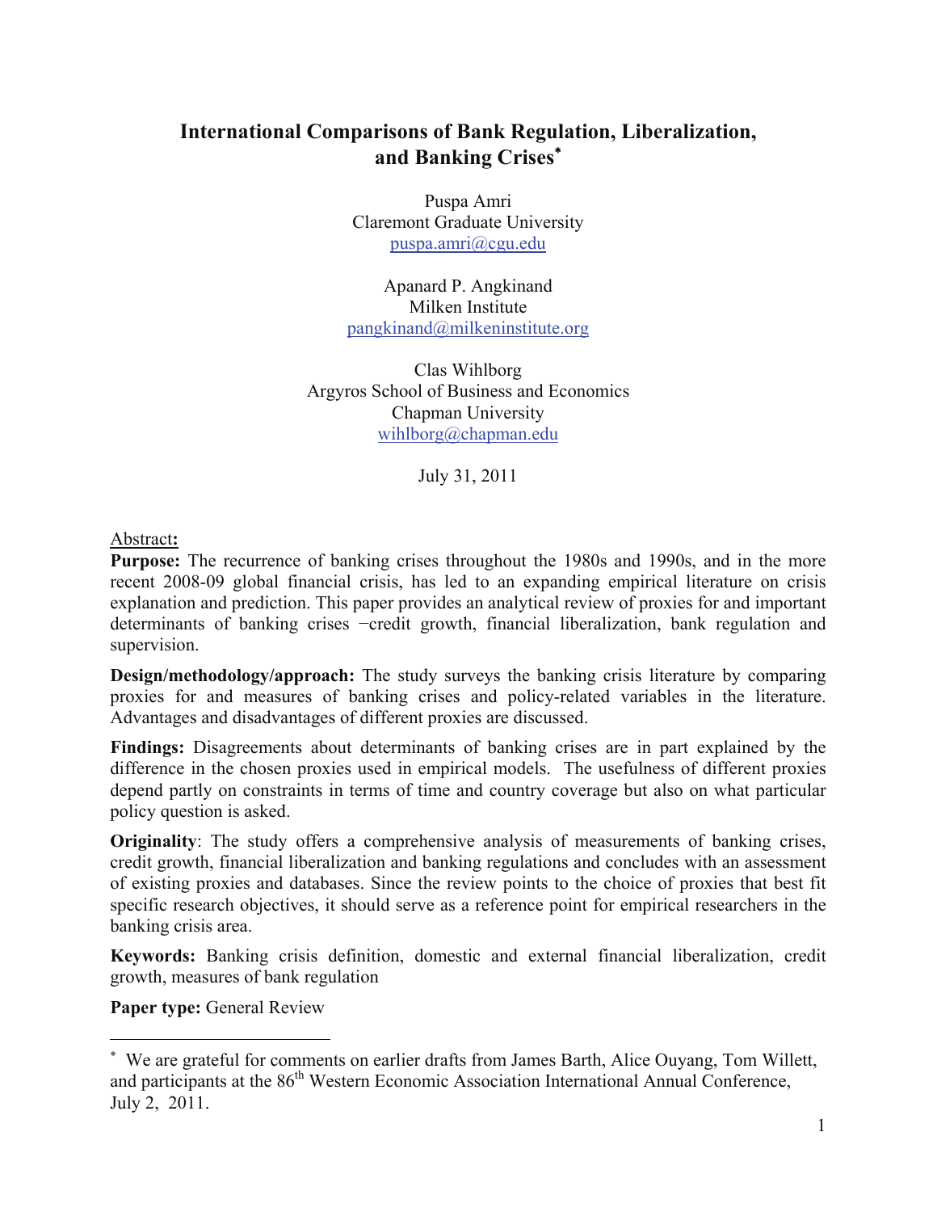# International Comparisons of Bank Regulation, Liberalization, and Banking Crises*

Puspa Amri  
Claremont Graduate University  
puspa.amri@cgu.edu

Apanard P. Angkinand  
Milken Institute  
pangkinand@milkeninstitute.org

Clas Wihlborg  
Argyros School of Business and Economics  
Chapman University  
wihlborg@chapman.edu

July 31, 2011

Abstract**:**

**Purpose:** The recurrence of banking crises throughout the 1980s and 1990s, and in the more recent 2008-09 global financial crisis, has led to an expanding empirical literature on crisis explanation and prediction. This paper provides an analytical review of proxies for and important determinants of banking crises −credit growth, financial liberalization, bank regulation and supervision.

**Design/methodology/approach:** The study surveys the banking crisis literature by comparing proxies for and measures of banking crises and policy-related variables in the literature. Advantages and disadvantages of different proxies are discussed.

**Findings:** Disagreements about determinants of banking crises are in part explained by the difference in the chosen proxies used in empirical models. The usefulness of different proxies depend partly on constraints in terms of time and country coverage but also on what particular policy question is asked.

**Originality**: The study offers a comprehensive analysis of measurements of banking crises, credit growth, financial liberalization and banking regulations and concludes with an assessment of existing proxies and databases. Since the review points to the choice of proxies that best fit specific research objectives, it should serve as a reference point for empirical researchers in the banking crisis area.

**Keywords:** Banking crisis definition, domestic and external financial liberalization, credit growth, measures of bank regulation

**Paper type:** General Review

---

* We are grateful for comments on earlier drafts from James Barth, Alice Ouyang, Tom Willett, and participants at the 86th Western Economic Association International Annual Conference, July 2, 2011.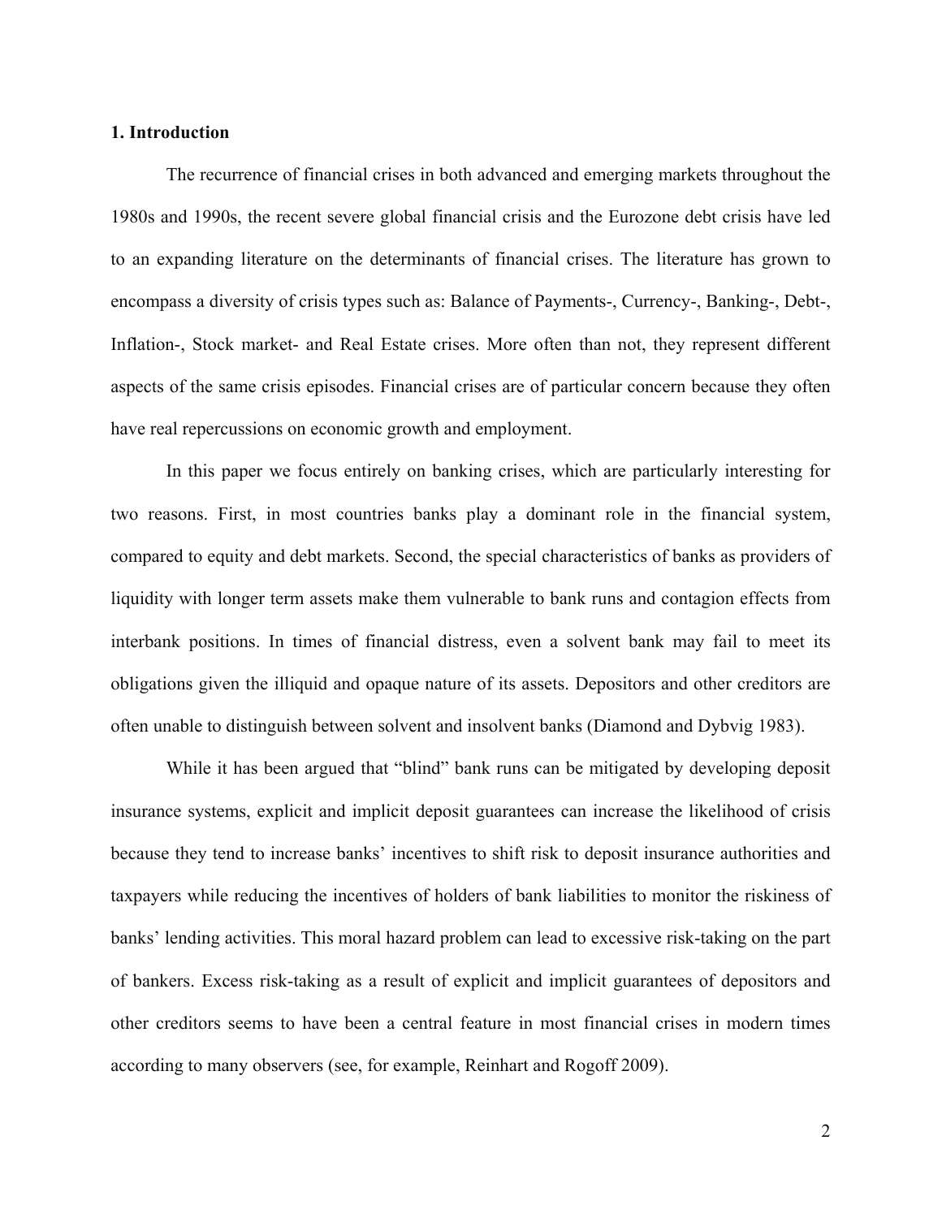## 1. Introduction

The recurrence of financial crises in both advanced and emerging markets throughout the 1980s and 1990s, the recent severe global financial crisis and the Eurozone debt crisis have led to an expanding literature on the determinants of financial crises. The literature has grown to encompass a diversity of crisis types such as: Balance of Payments-, Currency-, Banking-, Debt-, Inflation-, Stock market- and Real Estate crises. More often than not, they represent different aspects of the same crisis episodes. Financial crises are of particular concern because they often have real repercussions on economic growth and employment.

In this paper we focus entirely on banking crises, which are particularly interesting for two reasons. First, in most countries banks play a dominant role in the financial system, compared to equity and debt markets. Second, the special characteristics of banks as providers of liquidity with longer term assets make them vulnerable to bank runs and contagion effects from interbank positions. In times of financial distress, even a solvent bank may fail to meet its obligations given the illiquid and opaque nature of its assets. Depositors and other creditors are often unable to distinguish between solvent and insolvent banks (Diamond and Dybvig 1983).

While it has been argued that "blind" bank runs can be mitigated by developing deposit insurance systems, explicit and implicit deposit guarantees can increase the likelihood of crisis because they tend to increase banks' incentives to shift risk to deposit insurance authorities and taxpayers while reducing the incentives of holders of bank liabilities to monitor the riskiness of banks' lending activities. This moral hazard problem can lead to excessive risk-taking on the part of bankers. Excess risk-taking as a result of explicit and implicit guarantees of depositors and other creditors seems to have been a central feature in most financial crises in modern times according to many observers (see, for example, Reinhart and Rogoff 2009).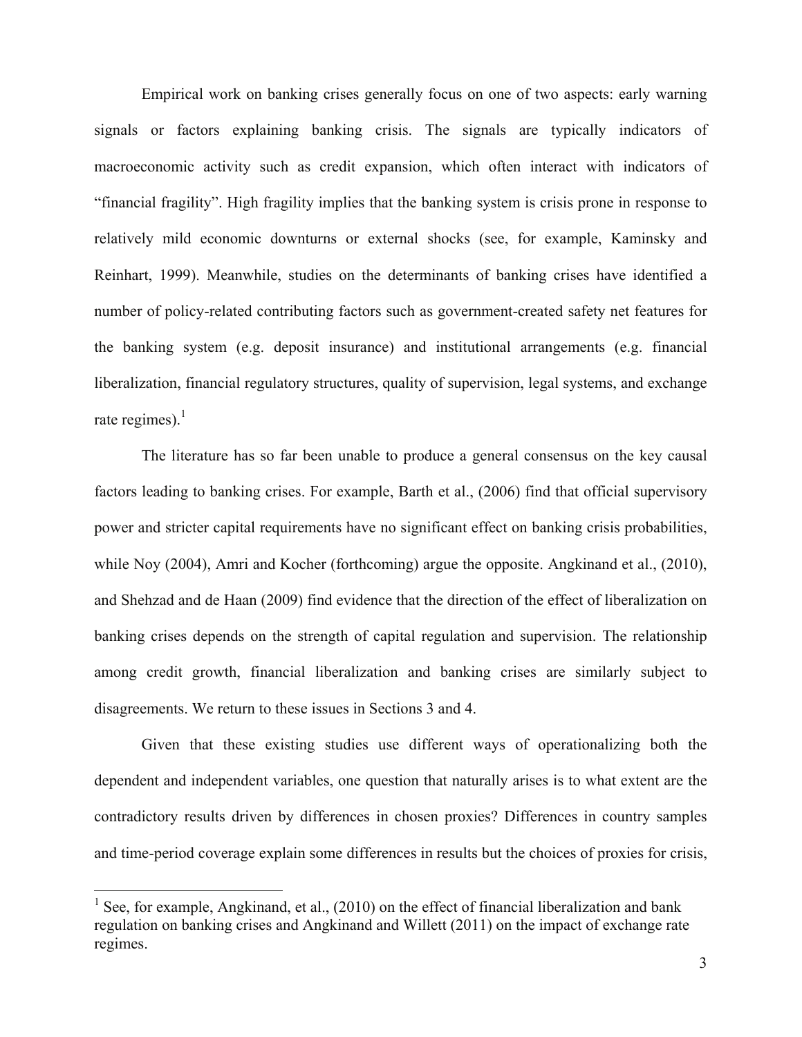Empirical work on banking crises generally focus on one of two aspects: early warning signals or factors explaining banking crisis. The signals are typically indicators of macroeconomic activity such as credit expansion, which often interact with indicators of "financial fragility". High fragility implies that the banking system is crisis prone in response to relatively mild economic downturns or external shocks (see, for example, Kaminsky and Reinhart, 1999). Meanwhile, studies on the determinants of banking crises have identified a number of policy-related contributing factors such as government-created safety net features for the banking system (e.g. deposit insurance) and institutional arrangements (e.g. financial liberalization, financial regulatory structures, quality of supervision, legal systems, and exchange rate regimes).[1]

The literature has so far been unable to produce a general consensus on the key causal factors leading to banking crises. For example, Barth et al., (2006) find that official supervisory power and stricter capital requirements have no significant effect on banking crisis probabilities, while Noy (2004), Amri and Kocher (forthcoming) argue the opposite. Angkinand et al., (2010), and Shehzad and de Haan (2009) find evidence that the direction of the effect of liberalization on banking crises depends on the strength of capital regulation and supervision. The relationship among credit growth, financial liberalization and banking crises are similarly subject to disagreements. We return to these issues in Sections 3 and 4.

Given that these existing studies use different ways of operationalizing both the dependent and independent variables, one question that naturally arises is to what extent are the contradictory results driven by differences in chosen proxies? Differences in country samples and time-period coverage explain some differences in results but the choices of proxies for crisis,

[1] See, for example, Angkinand, et al., (2010) on the effect of financial liberalization and bank regulation on banking crises and Angkinand and Willett (2011) on the impact of exchange rate regimes.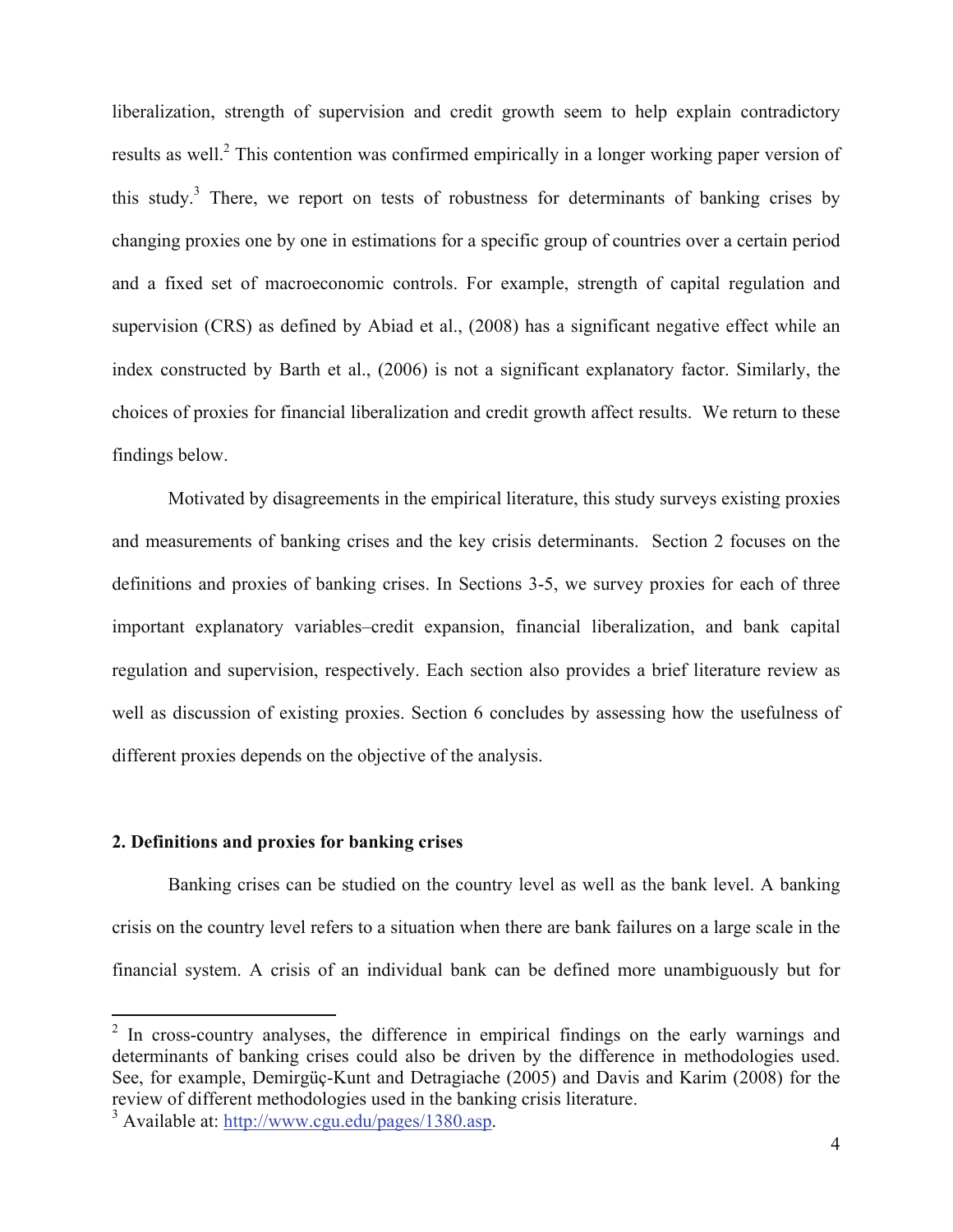liberalization, strength of supervision and credit growth seem to help explain contradictory results as well.[2] This contention was confirmed empirically in a longer working paper version of this study.[3] There, we report on tests of robustness for determinants of banking crises by changing proxies one by one in estimations for a specific group of countries over a certain period and a fixed set of macroeconomic controls. For example, strength of capital regulation and supervision (CRS) as defined by Abiad et al., (2008) has a significant negative effect while an index constructed by Barth et al., (2006) is not a significant explanatory factor. Similarly, the choices of proxies for financial liberalization and credit growth affect results. We return to these findings below.

Motivated by disagreements in the empirical literature, this study surveys existing proxies and measurements of banking crises and the key crisis determinants. Section 2 focuses on the definitions and proxies of banking crises. In Sections 3-5, we survey proxies for each of three important explanatory variables–credit expansion, financial liberalization, and bank capital regulation and supervision, respectively. Each section also provides a brief literature review as well as discussion of existing proxies. Section 6 concludes by assessing how the usefulness of different proxies depends on the objective of the analysis.

## 2. Definitions and proxies for banking crises

Banking crises can be studied on the country level as well as the bank level. A banking crisis on the country level refers to a situation when there are bank failures on a large scale in the financial system. A crisis of an individual bank can be defined more unambiguously but for

[2] In cross-country analyses, the difference in empirical findings on the early warnings and determinants of banking crises could also be driven by the difference in methodologies used. See, for example, Demirgüç-Kunt and Detragiache (2005) and Davis and Karim (2008) for the review of different methodologies used in the banking crisis literature.

[3] Available at: http://www.cgu.edu/pages/1380.asp.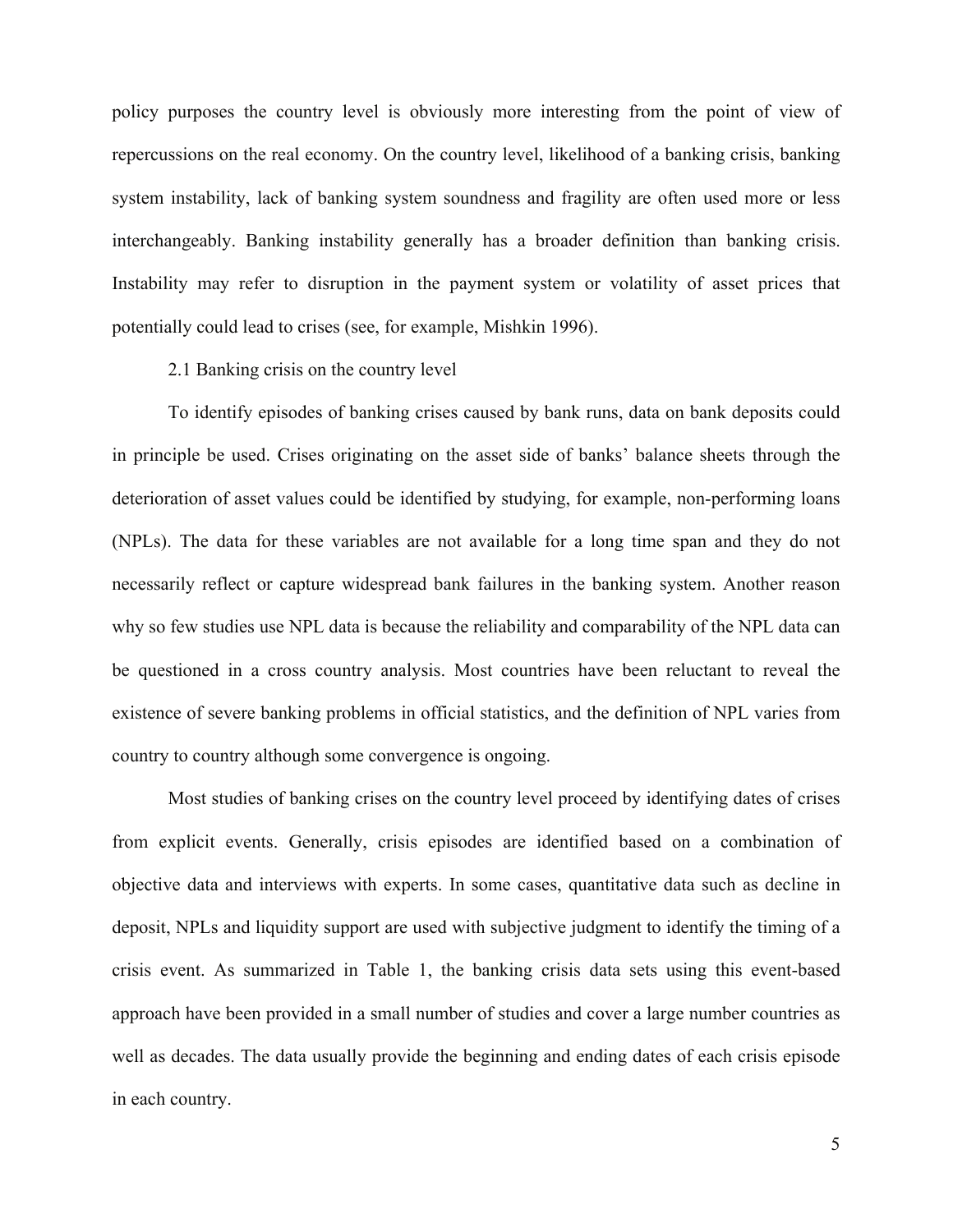policy purposes the country level is obviously more interesting from the point of view of repercussions on the real economy. On the country level, likelihood of a banking crisis, banking system instability, lack of banking system soundness and fragility are often used more or less interchangeably. Banking instability generally has a broader definition than banking crisis. Instability may refer to disruption in the payment system or volatility of asset prices that potentially could lead to crises (see, for example, Mishkin 1996).

### 2.1 Banking crisis on the country level

To identify episodes of banking crises caused by bank runs, data on bank deposits could in principle be used. Crises originating on the asset side of banks' balance sheets through the deterioration of asset values could be identified by studying, for example, non-performing loans (NPLs). The data for these variables are not available for a long time span and they do not necessarily reflect or capture widespread bank failures in the banking system. Another reason why so few studies use NPL data is because the reliability and comparability of the NPL data can be questioned in a cross country analysis. Most countries have been reluctant to reveal the existence of severe banking problems in official statistics, and the definition of NPL varies from country to country although some convergence is ongoing.

Most studies of banking crises on the country level proceed by identifying dates of crises from explicit events. Generally, crisis episodes are identified based on a combination of objective data and interviews with experts. In some cases, quantitative data such as decline in deposit, NPLs and liquidity support are used with subjective judgment to identify the timing of a crisis event. As summarized in Table 1, the banking crisis data sets using this event-based approach have been provided in a small number of studies and cover a large number countries as well as decades. The data usually provide the beginning and ending dates of each crisis episode in each country.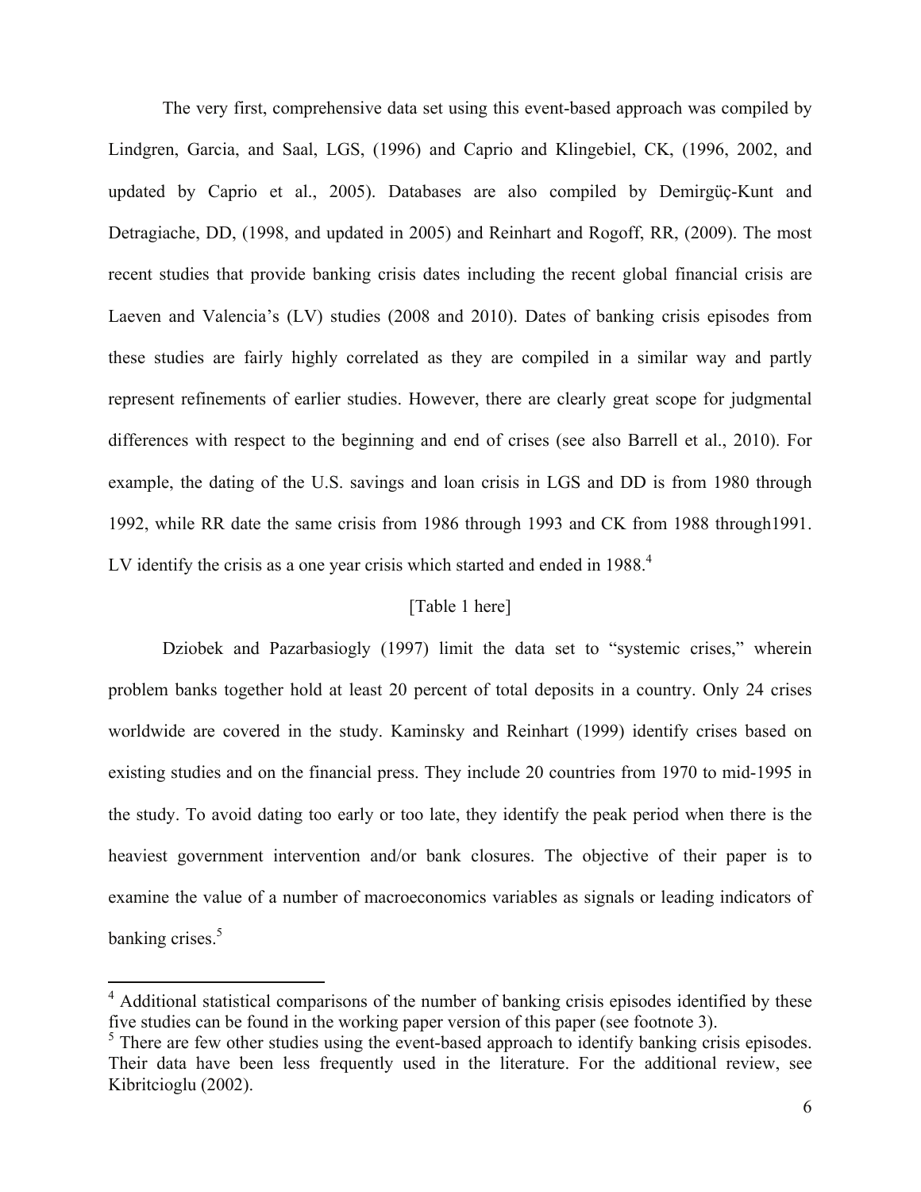The very first, comprehensive data set using this event-based approach was compiled by Lindgren, Garcia, and Saal, LGS, (1996) and Caprio and Klingebiel, CK, (1996, 2002, and updated by Caprio et al., 2005). Databases are also compiled by Demirgüç-Kunt and Detragiache, DD, (1998, and updated in 2005) and Reinhart and Rogoff, RR, (2009). The most recent studies that provide banking crisis dates including the recent global financial crisis are Laeven and Valencia's (LV) studies (2008 and 2010). Dates of banking crisis episodes from these studies are fairly highly correlated as they are compiled in a similar way and partly represent refinements of earlier studies. However, there are clearly great scope for judgmental differences with respect to the beginning and end of crises (see also Barrell et al., 2010). For example, the dating of the U.S. savings and loan crisis in LGS and DD is from 1980 through 1992, while RR date the same crisis from 1986 through 1993 and CK from 1988 through1991. LV identify the crisis as a one year crisis which started and ended in 1988.[4]

[Table 1 here]

Dziobek and Pazarbasiogly (1997) limit the data set to "systemic crises," wherein problem banks together hold at least 20 percent of total deposits in a country. Only 24 crises worldwide are covered in the study. Kaminsky and Reinhart (1999) identify crises based on existing studies and on the financial press. They include 20 countries from 1970 to mid-1995 in the study. To avoid dating too early or too late, they identify the peak period when there is the heaviest government intervention and/or bank closures. The objective of their paper is to examine the value of a number of macroeconomics variables as signals or leading indicators of banking crises.[5]

[4] Additional statistical comparisons of the number of banking crisis episodes identified by these five studies can be found in the working paper version of this paper (see footnote 3).

[5] There are few other studies using the event-based approach to identify banking crisis episodes. Their data have been less frequently used in the literature. For the additional review, see Kibritcioglu (2002).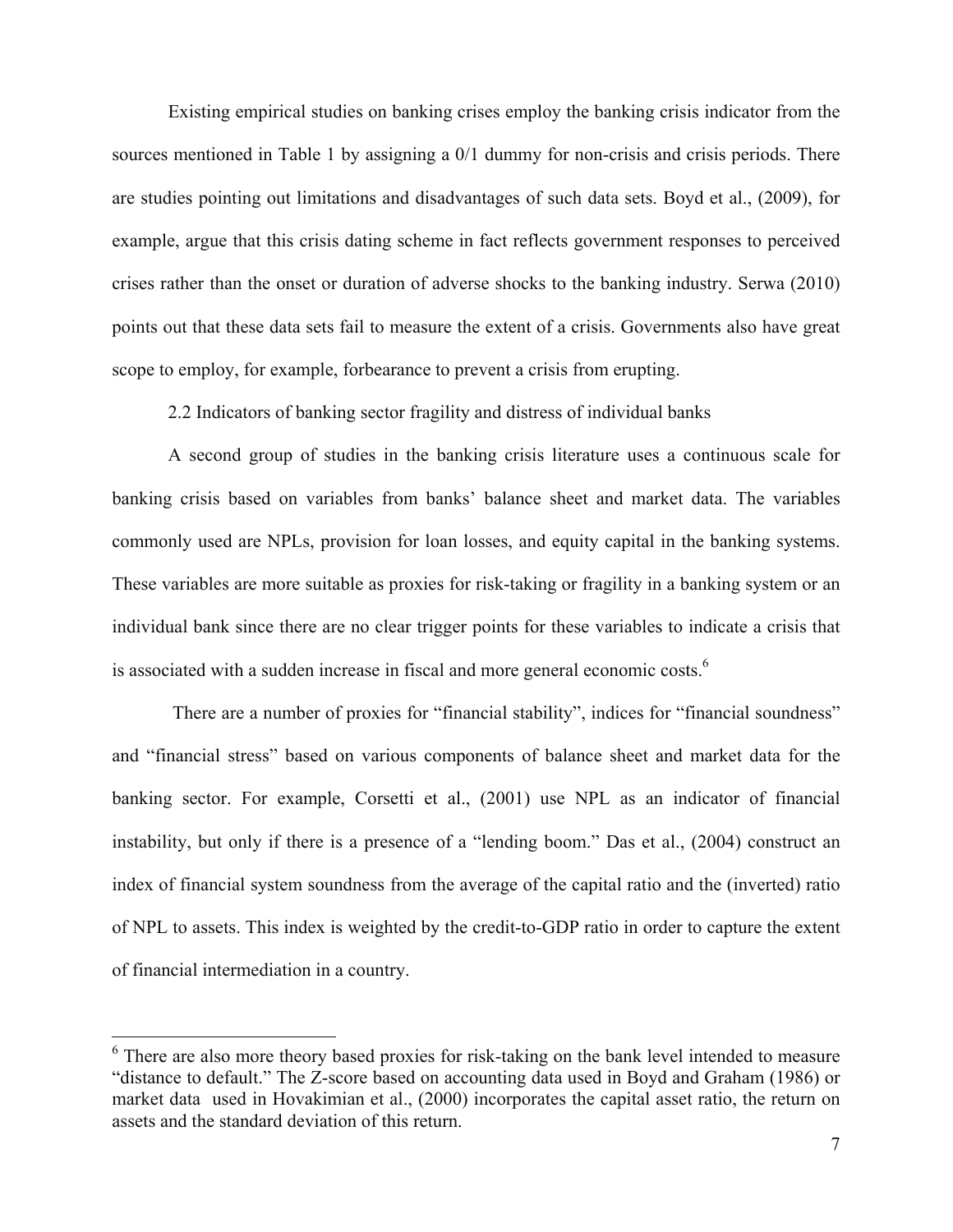Existing empirical studies on banking crises employ the banking crisis indicator from the sources mentioned in Table 1 by assigning a 0/1 dummy for non-crisis and crisis periods. There are studies pointing out limitations and disadvantages of such data sets. Boyd et al., (2009), for example, argue that this crisis dating scheme in fact reflects government responses to perceived crises rather than the onset or duration of adverse shocks to the banking industry. Serwa (2010) points out that these data sets fail to measure the extent of a crisis. Governments also have great scope to employ, for example, forbearance to prevent a crisis from erupting.

## 2.2 Indicators of banking sector fragility and distress of individual banks

A second group of studies in the banking crisis literature uses a continuous scale for banking crisis based on variables from banks' balance sheet and market data. The variables commonly used are NPLs, provision for loan losses, and equity capital in the banking systems. These variables are more suitable as proxies for risk-taking or fragility in a banking system or an individual bank since there are no clear trigger points for these variables to indicate a crisis that is associated with a sudden increase in fiscal and more general economic costs.[6]

There are a number of proxies for "financial stability", indices for "financial soundness" and "financial stress" based on various components of balance sheet and market data for the banking sector. For example, Corsetti et al., (2001) use NPL as an indicator of financial instability, but only if there is a presence of a "lending boom." Das et al., (2004) construct an index of financial system soundness from the average of the capital ratio and the (inverted) ratio of NPL to assets. This index is weighted by the credit-to-GDP ratio in order to capture the extent of financial intermediation in a country.

---

[6] There are also more theory based proxies for risk-taking on the bank level intended to measure "distance to default." The Z-score based on accounting data used in Boyd and Graham (1986) or market data used in Hovakimian et al., (2000) incorporates the capital asset ratio, the return on assets and the standard deviation of this return.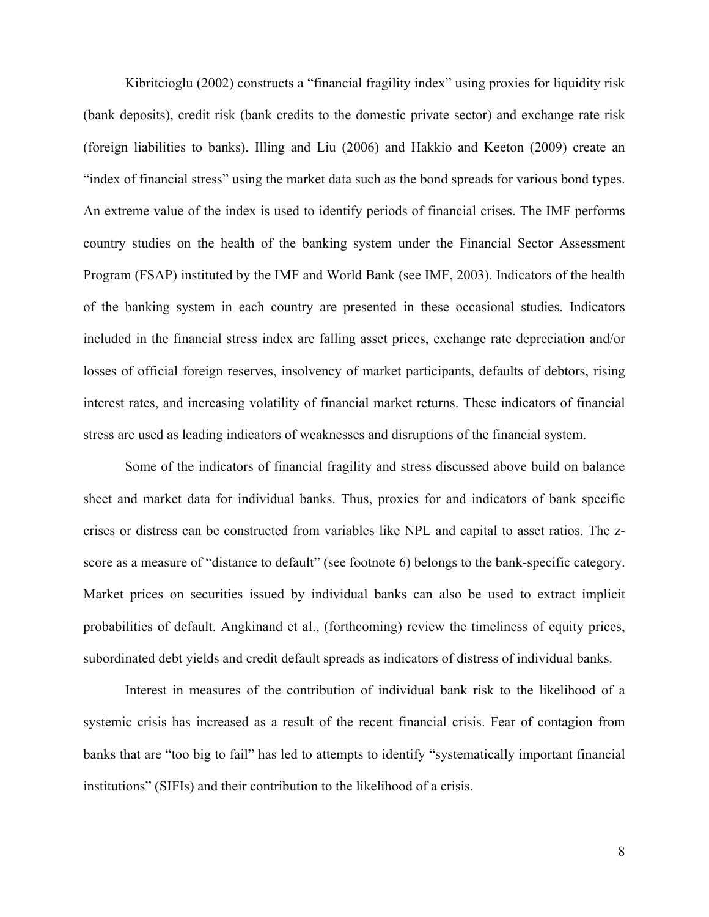Kibritcioglu (2002) constructs a "financial fragility index" using proxies for liquidity risk (bank deposits), credit risk (bank credits to the domestic private sector) and exchange rate risk (foreign liabilities to banks). Illing and Liu (2006) and Hakkio and Keeton (2009) create an "index of financial stress" using the market data such as the bond spreads for various bond types. An extreme value of the index is used to identify periods of financial crises. The IMF performs country studies on the health of the banking system under the Financial Sector Assessment Program (FSAP) instituted by the IMF and World Bank (see IMF, 2003). Indicators of the health of the banking system in each country are presented in these occasional studies. Indicators included in the financial stress index are falling asset prices, exchange rate depreciation and/or losses of official foreign reserves, insolvency of market participants, defaults of debtors, rising interest rates, and increasing volatility of financial market returns. These indicators of financial stress are used as leading indicators of weaknesses and disruptions of the financial system.

Some of the indicators of financial fragility and stress discussed above build on balance sheet and market data for individual banks. Thus, proxies for and indicators of bank specific crises or distress can be constructed from variables like NPL and capital to asset ratios. The z-score as a measure of "distance to default" (see footnote 6) belongs to the bank-specific category. Market prices on securities issued by individual banks can also be used to extract implicit probabilities of default. Angkinand et al., (forthcoming) review the timeliness of equity prices, subordinated debt yields and credit default spreads as indicators of distress of individual banks.

Interest in measures of the contribution of individual bank risk to the likelihood of a systemic crisis has increased as a result of the recent financial crisis. Fear of contagion from banks that are "too big to fail" has led to attempts to identify "systematically important financial institutions" (SIFIs) and their contribution to the likelihood of a crisis.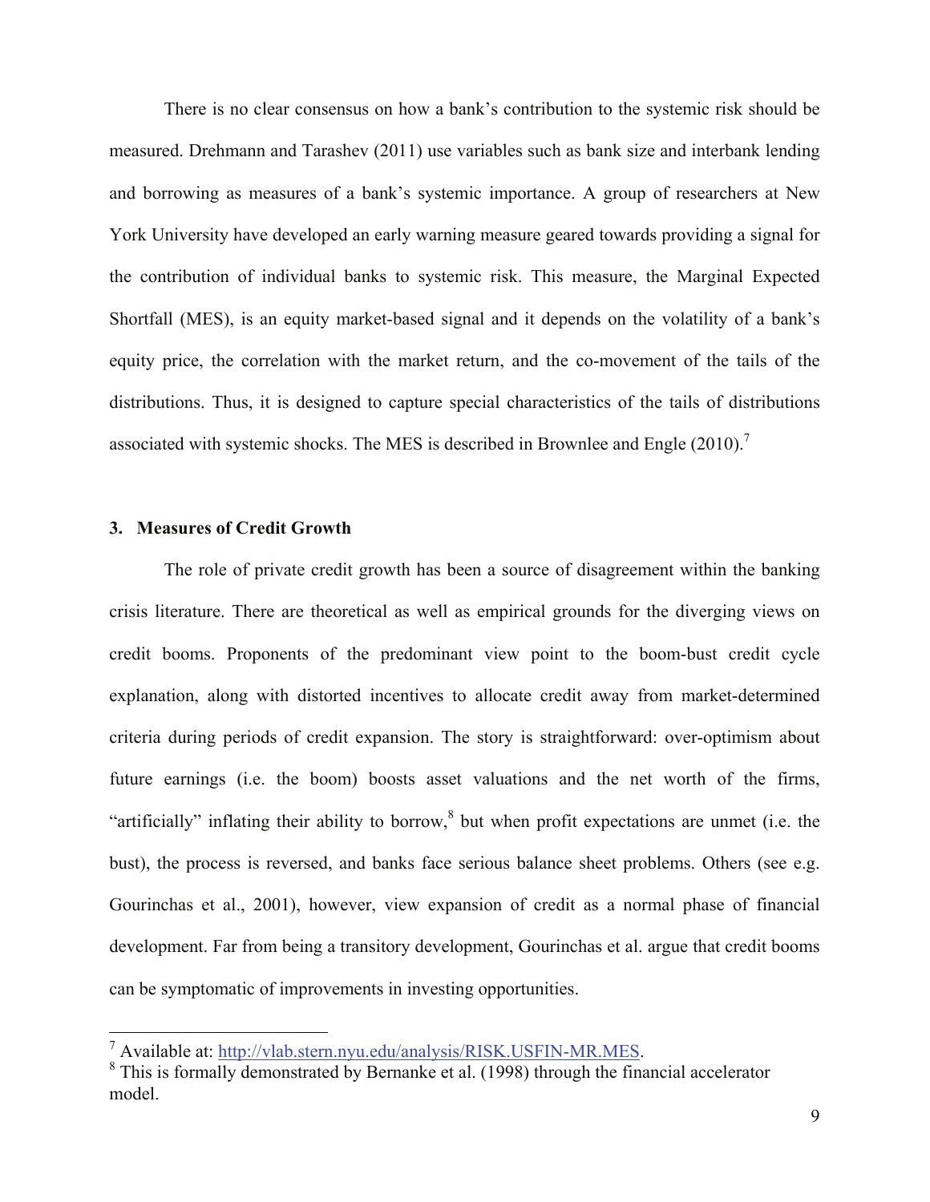There is no clear consensus on how a bank's contribution to the systemic risk should be measured. Drehmann and Tarashev (2011) use variables such as bank size and interbank lending and borrowing as measures of a bank's systemic importance. A group of researchers at New York University have developed an early warning measure geared towards providing a signal for the contribution of individual banks to systemic risk. This measure, the Marginal Expected Shortfall (MES), is an equity market-based signal and it depends on the volatility of a bank's equity price, the correlation with the market return, and the co-movement of the tails of the distributions. Thus, it is designed to capture special characteristics of the tails of distributions associated with systemic shocks. The MES is described in Brownlee and Engle (2010).[7]

## 3. Measures of Credit Growth

The role of private credit growth has been a source of disagreement within the banking crisis literature. There are theoretical as well as empirical grounds for the diverging views on credit booms. Proponents of the predominant view point to the boom-bust credit cycle explanation, along with distorted incentives to allocate credit away from market-determined criteria during periods of credit expansion. The story is straightforward: over-optimism about future earnings (i.e. the boom) boosts asset valuations and the net worth of the firms, "artificially" inflating their ability to borrow,[8] but when profit expectations are unmet (i.e. the bust), the process is reversed, and banks face serious balance sheet problems. Others (see e.g. Gourinchas et al., 2001), however, view expansion of credit as a normal phase of financial development. Far from being a transitory development, Gourinchas et al. argue that credit booms can be symptomatic of improvements in investing opportunities.

---

[7] Available at: http://vlab.stern.nyu.edu/analysis/RISK.USFIN-MR.MES.

[8] This is formally demonstrated by Bernanke et al. (1998) through the financial accelerator model.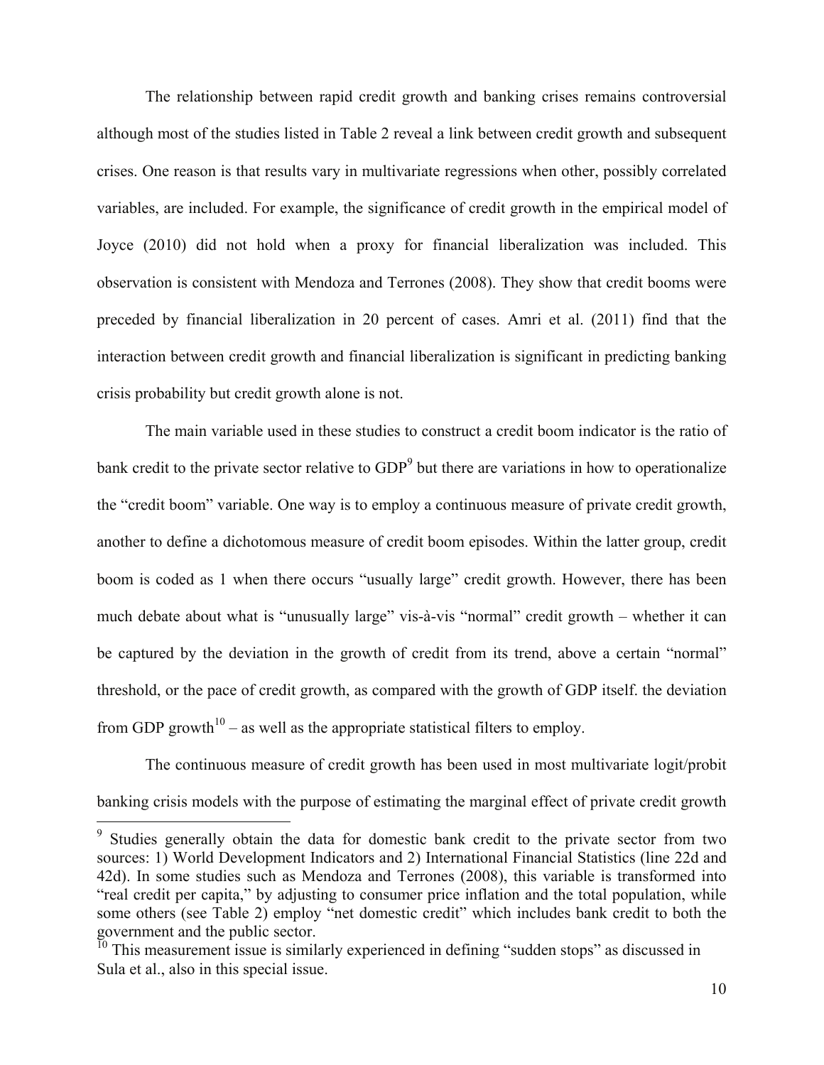The relationship between rapid credit growth and banking crises remains controversial although most of the studies listed in Table 2 reveal a link between credit growth and subsequent crises. One reason is that results vary in multivariate regressions when other, possibly correlated variables, are included. For example, the significance of credit growth in the empirical model of Joyce (2010) did not hold when a proxy for financial liberalization was included. This observation is consistent with Mendoza and Terrones (2008). They show that credit booms were preceded by financial liberalization in 20 percent of cases. Amri et al. (2011) find that the interaction between credit growth and financial liberalization is significant in predicting banking crisis probability but credit growth alone is not.

The main variable used in these studies to construct a credit boom indicator is the ratio of bank credit to the private sector relative to GDP[9] but there are variations in how to operationalize the "credit boom" variable. One way is to employ a continuous measure of private credit growth, another to define a dichotomous measure of credit boom episodes. Within the latter group, credit boom is coded as 1 when there occurs "usually large" credit growth. However, there has been much debate about what is "unusually large" vis-à-vis "normal" credit growth – whether it can be captured by the deviation in the growth of credit from its trend, above a certain "normal" threshold, or the pace of credit growth, as compared with the growth of GDP itself. the deviation from GDP growth[10] – as well as the appropriate statistical filters to employ.

The continuous measure of credit growth has been used in most multivariate logit/probit banking crisis models with the purpose of estimating the marginal effect of private credit growth

[9] Studies generally obtain the data for domestic bank credit to the private sector from two sources: 1) World Development Indicators and 2) International Financial Statistics (line 22d and 42d). In some studies such as Mendoza and Terrones (2008), this variable is transformed into "real credit per capita," by adjusting to consumer price inflation and the total population, while some others (see Table 2) employ "net domestic credit" which includes bank credit to both the government and the public sector.

[10] This measurement issue is similarly experienced in defining "sudden stops" as discussed in Sula et al., also in this special issue.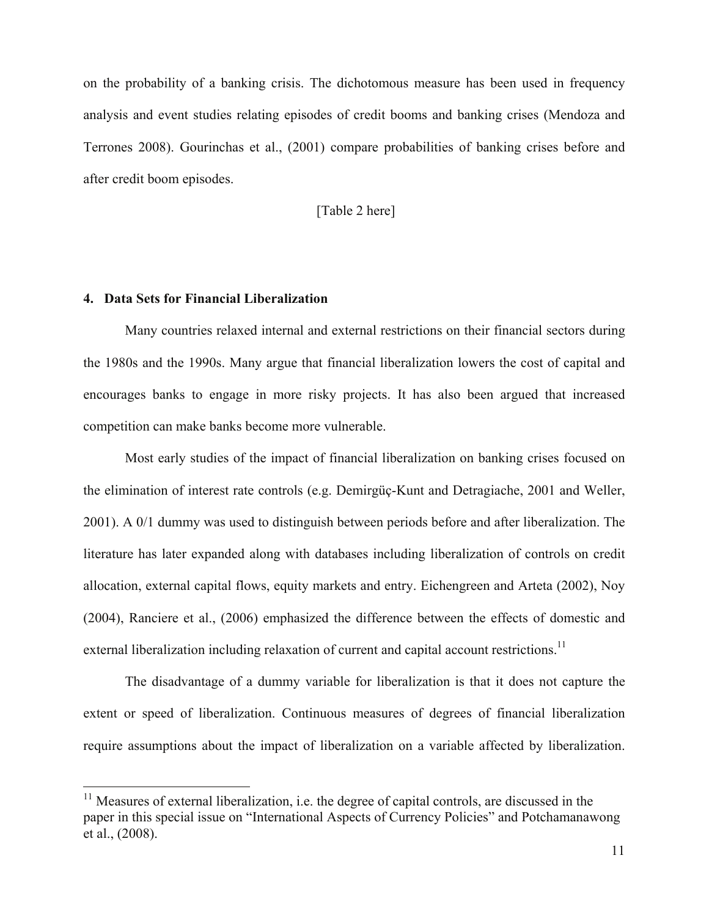on the probability of a banking crisis. The dichotomous measure has been used in frequency analysis and event studies relating episodes of credit booms and banking crises (Mendoza and Terrones 2008). Gourinchas et al., (2001) compare probabilities of banking crises before and after credit boom episodes.

[Table 2 here]

## 4. Data Sets for Financial Liberalization

Many countries relaxed internal and external restrictions on their financial sectors during the 1980s and the 1990s. Many argue that financial liberalization lowers the cost of capital and encourages banks to engage in more risky projects. It has also been argued that increased competition can make banks become more vulnerable.

Most early studies of the impact of financial liberalization on banking crises focused on the elimination of interest rate controls (e.g. Demirgüç-Kunt and Detragiache, 2001 and Weller, 2001). A 0/1 dummy was used to distinguish between periods before and after liberalization. The literature has later expanded along with databases including liberalization of controls on credit allocation, external capital flows, equity markets and entry. Eichengreen and Arteta (2002), Noy (2004), Ranciere et al., (2006) emphasized the difference between the effects of domestic and external liberalization including relaxation of current and capital account restrictions.[11]

The disadvantage of a dummy variable for liberalization is that it does not capture the extent or speed of liberalization. Continuous measures of degrees of financial liberalization require assumptions about the impact of liberalization on a variable affected by liberalization.

---

[11] Measures of external liberalization, i.e. the degree of capital controls, are discussed in the paper in this special issue on "International Aspects of Currency Policies" and Potchamanawong et al., (2008).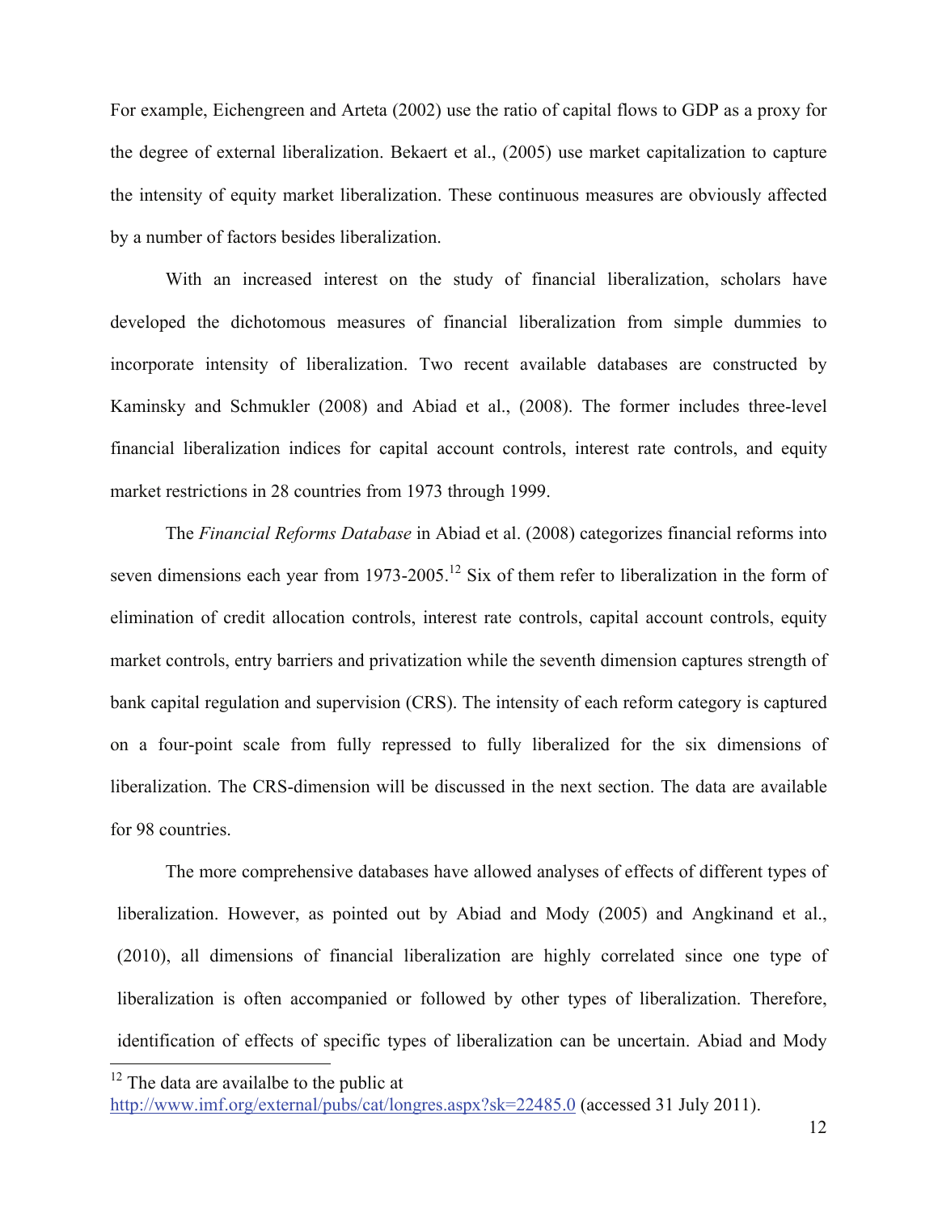For example, Eichengreen and Arteta (2002) use the ratio of capital flows to GDP as a proxy for the degree of external liberalization. Bekaert et al., (2005) use market capitalization to capture the intensity of equity market liberalization. These continuous measures are obviously affected by a number of factors besides liberalization.

With an increased interest on the study of financial liberalization, scholars have developed the dichotomous measures of financial liberalization from simple dummies to incorporate intensity of liberalization. Two recent available databases are constructed by Kaminsky and Schmukler (2008) and Abiad et al., (2008). The former includes three-level financial liberalization indices for capital account controls, interest rate controls, and equity market restrictions in 28 countries from 1973 through 1999.

The *Financial Reforms Database* in Abiad et al. (2008) categorizes financial reforms into seven dimensions each year from 1973-2005.[12] Six of them refer to liberalization in the form of elimination of credit allocation controls, interest rate controls, capital account controls, equity market controls, entry barriers and privatization while the seventh dimension captures strength of bank capital regulation and supervision (CRS). The intensity of each reform category is captured on a four-point scale from fully repressed to fully liberalized for the six dimensions of liberalization. The CRS-dimension will be discussed in the next section. The data are available for 98 countries.

The more comprehensive databases have allowed analyses of effects of different types of liberalization. However, as pointed out by Abiad and Mody (2005) and Angkinand et al., (2010), all dimensions of financial liberalization are highly correlated since one type of liberalization is often accompanied or followed by other types of liberalization. Therefore, identification of effects of specific types of liberalization can be uncertain. Abiad and Mody

[12] The data are availalbe to the public at http://www.imf.org/external/pubs/cat/longres.aspx?sk=22485.0 (accessed 31 July 2011).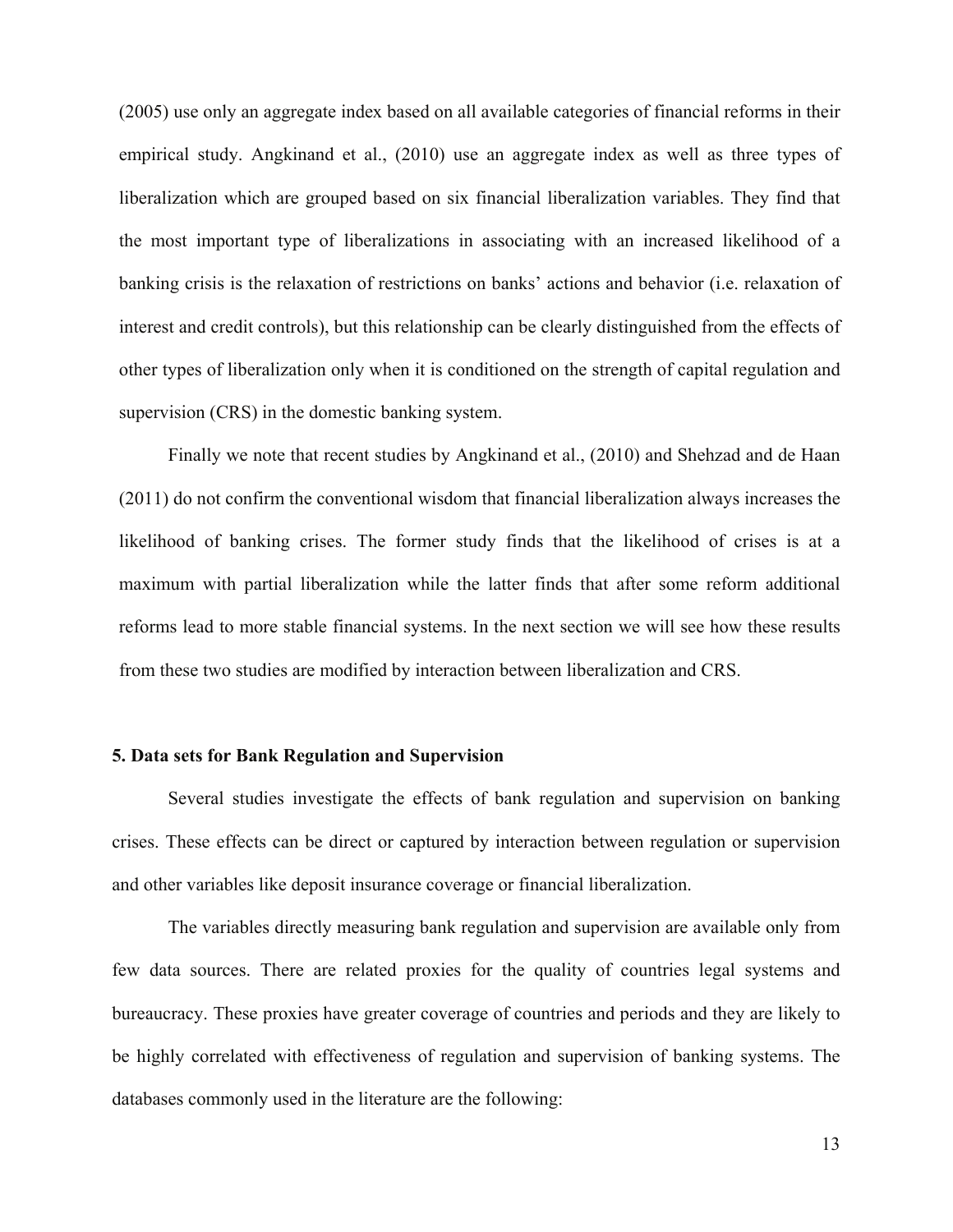(2005) use only an aggregate index based on all available categories of financial reforms in their empirical study. Angkinand et al., (2010) use an aggregate index as well as three types of liberalization which are grouped based on six financial liberalization variables. They find that the most important type of liberalizations in associating with an increased likelihood of a banking crisis is the relaxation of restrictions on banks' actions and behavior (i.e. relaxation of interest and credit controls), but this relationship can be clearly distinguished from the effects of other types of liberalization only when it is conditioned on the strength of capital regulation and supervision (CRS) in the domestic banking system.

Finally we note that recent studies by Angkinand et al., (2010) and Shehzad and de Haan (2011) do not confirm the conventional wisdom that financial liberalization always increases the likelihood of banking crises. The former study finds that the likelihood of crises is at a maximum with partial liberalization while the latter finds that after some reform additional reforms lead to more stable financial systems. In the next section we will see how these results from these two studies are modified by interaction between liberalization and CRS.

## 5. Data sets for Bank Regulation and Supervision

Several studies investigate the effects of bank regulation and supervision on banking crises. These effects can be direct or captured by interaction between regulation or supervision and other variables like deposit insurance coverage or financial liberalization.

The variables directly measuring bank regulation and supervision are available only from few data sources. There are related proxies for the quality of countries legal systems and bureaucracy. These proxies have greater coverage of countries and periods and they are likely to be highly correlated with effectiveness of regulation and supervision of banking systems. The databases commonly used in the literature are the following: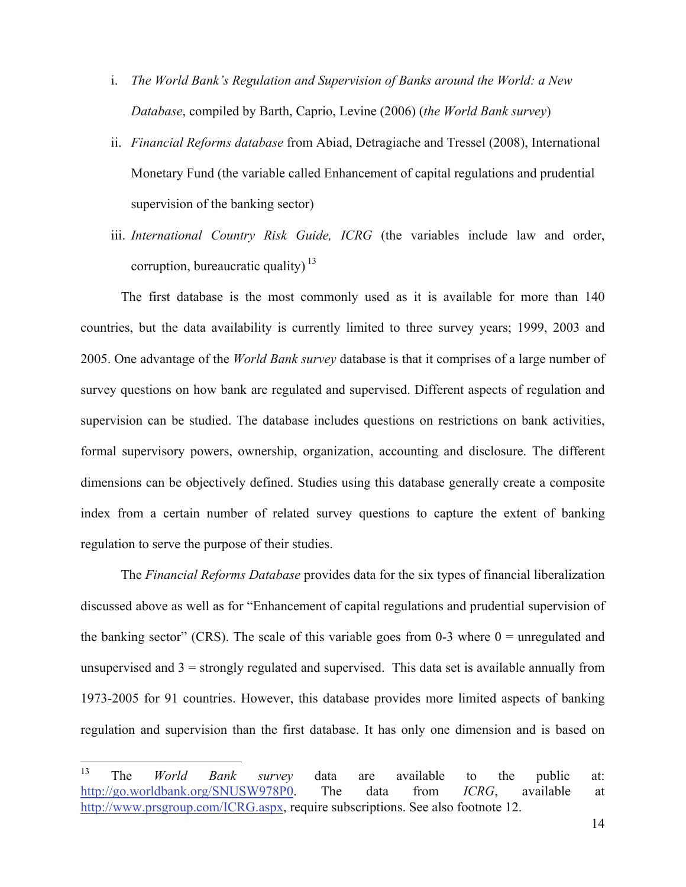i. *The World Bank's Regulation and Supervision of Banks around the World: a New Database*, compiled by Barth, Caprio, Levine (2006) (*the World Bank survey*)

ii. *Financial Reforms database* from Abiad, Detragiache and Tressel (2008), International Monetary Fund (the variable called Enhancement of capital regulations and prudential supervision of the banking sector)

iii. *International Country Risk Guide, ICRG* (the variables include law and order, corruption, bureaucratic quality)[13]

The first database is the most commonly used as it is available for more than 140 countries, but the data availability is currently limited to three survey years; 1999, 2003 and 2005. One advantage of the *World Bank survey* database is that it comprises of a large number of survey questions on how bank are regulated and supervised. Different aspects of regulation and supervision can be studied. The database includes questions on restrictions on bank activities, formal supervisory powers, ownership, organization, accounting and disclosure. The different dimensions can be objectively defined. Studies using this database generally create a composite index from a certain number of related survey questions to capture the extent of banking regulation to serve the purpose of their studies.

The *Financial Reforms Database* provides data for the six types of financial liberalization discussed above as well as for "Enhancement of capital regulations and prudential supervision of the banking sector" (CRS). The scale of this variable goes from 0-3 where 0 = unregulated and unsupervised and 3 = strongly regulated and supervised. This data set is available annually from 1973-2005 for 91 countries. However, this database provides more limited aspects of banking regulation and supervision than the first database. It has only one dimension and is based on

---

[13] The *World Bank survey* data are available to the public at: http://go.worldbank.org/SNUSW978P0. The data from *ICRG*, available at http://www.prsgroup.com/ICRG.aspx, require subscriptions. See also footnote 12.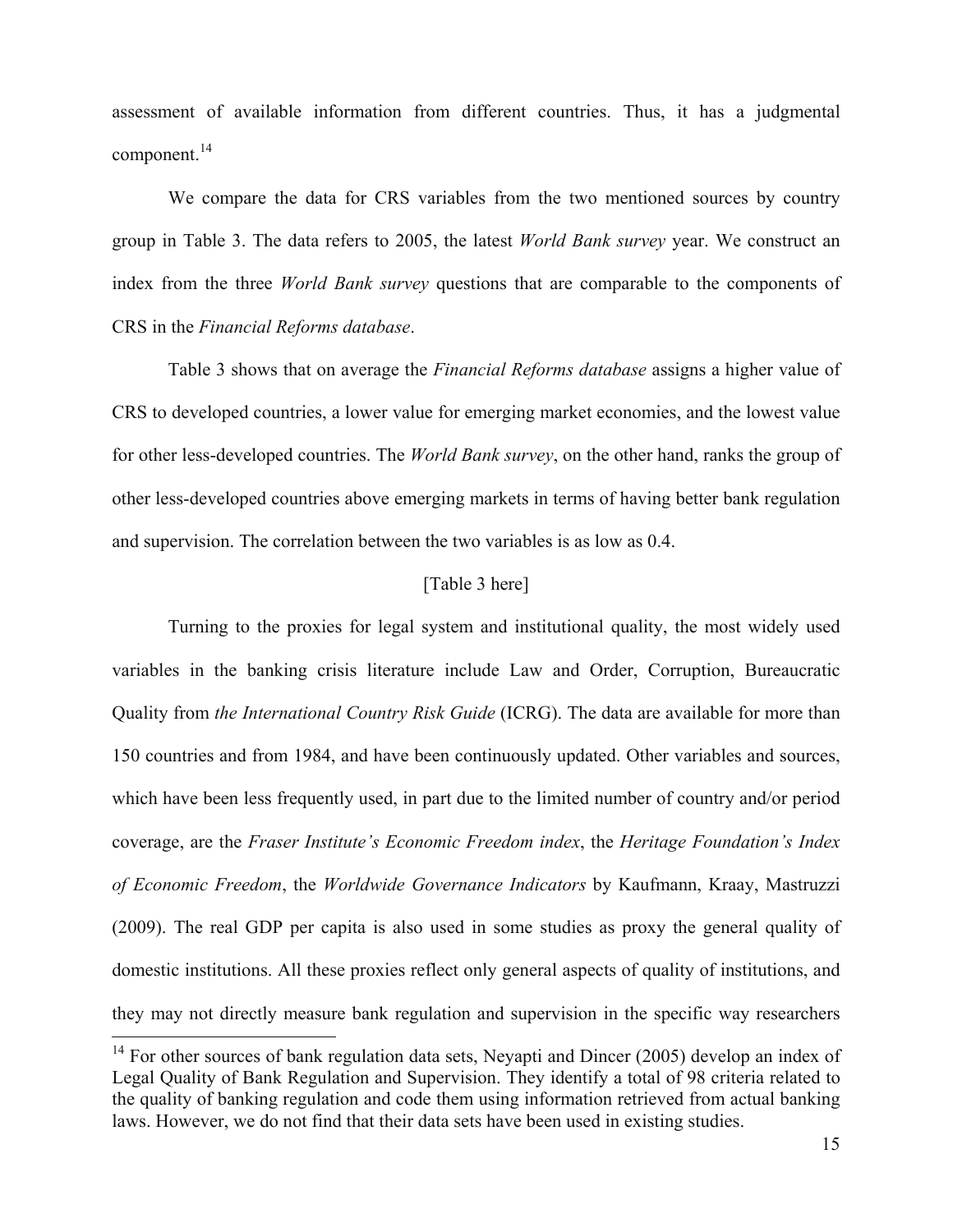assessment of available information from different countries. Thus, it has a judgmental component.[14]

We compare the data for CRS variables from the two mentioned sources by country group in Table 3. The data refers to 2005, the latest *World Bank survey* year. We construct an index from the three *World Bank survey* questions that are comparable to the components of CRS in the *Financial Reforms database*.

Table 3 shows that on average the *Financial Reforms database* assigns a higher value of CRS to developed countries, a lower value for emerging market economies, and the lowest value for other less-developed countries. The *World Bank survey*, on the other hand, ranks the group of other less-developed countries above emerging markets in terms of having better bank regulation and supervision. The correlation between the two variables is as low as 0.4.

[Table 3 here]

Turning to the proxies for legal system and institutional quality, the most widely used variables in the banking crisis literature include Law and Order, Corruption, Bureaucratic Quality from *the International Country Risk Guide* (ICRG). The data are available for more than 150 countries and from 1984, and have been continuously updated. Other variables and sources, which have been less frequently used, in part due to the limited number of country and/or period coverage, are the *Fraser Institute's Economic Freedom index*, the *Heritage Foundation's Index of Economic Freedom*, the *Worldwide Governance Indicators* by Kaufmann, Kraay, Mastruzzi (2009). The real GDP per capita is also used in some studies as proxy the general quality of domestic institutions. All these proxies reflect only general aspects of quality of institutions, and they may not directly measure bank regulation and supervision in the specific way researchers

[14] For other sources of bank regulation data sets, Neyapti and Dincer (2005) develop an index of Legal Quality of Bank Regulation and Supervision. They identify a total of 98 criteria related to the quality of banking regulation and code them using information retrieved from actual banking laws. However, we do not find that their data sets have been used in existing studies.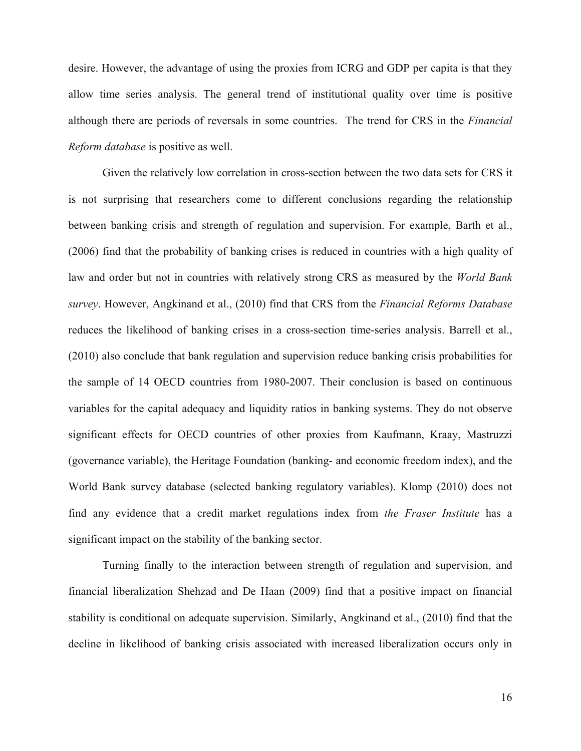desire. However, the advantage of using the proxies from ICRG and GDP per capita is that they allow time series analysis. The general trend of institutional quality over time is positive although there are periods of reversals in some countries. The trend for CRS in the *Financial Reform database* is positive as well.

Given the relatively low correlation in cross-section between the two data sets for CRS it is not surprising that researchers come to different conclusions regarding the relationship between banking crisis and strength of regulation and supervision. For example, Barth et al., (2006) find that the probability of banking crises is reduced in countries with a high quality of law and order but not in countries with relatively strong CRS as measured by the *World Bank survey*. However, Angkinand et al., (2010) find that CRS from the *Financial Reforms Database* reduces the likelihood of banking crises in a cross-section time-series analysis. Barrell et al., (2010) also conclude that bank regulation and supervision reduce banking crisis probabilities for the sample of 14 OECD countries from 1980-2007. Their conclusion is based on continuous variables for the capital adequacy and liquidity ratios in banking systems. They do not observe significant effects for OECD countries of other proxies from Kaufmann, Kraay, Mastruzzi (governance variable), the Heritage Foundation (banking- and economic freedom index), and the World Bank survey database (selected banking regulatory variables). Klomp (2010) does not find any evidence that a credit market regulations index from *the Fraser Institute* has a significant impact on the stability of the banking sector.

Turning finally to the interaction between strength of regulation and supervision, and financial liberalization Shehzad and De Haan (2009) find that a positive impact on financial stability is conditional on adequate supervision. Similarly, Angkinand et al., (2010) find that the decline in likelihood of banking crisis associated with increased liberalization occurs only in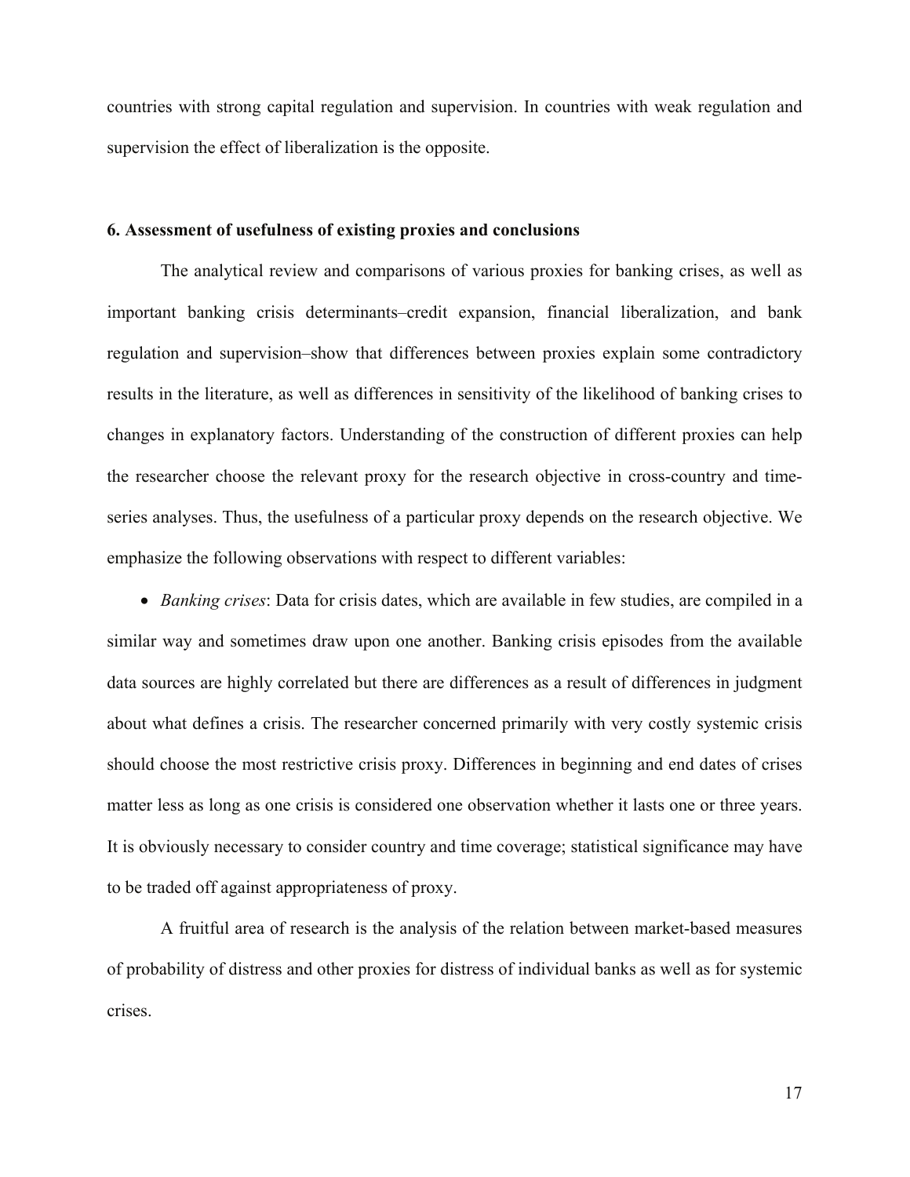countries with strong capital regulation and supervision. In countries with weak regulation and supervision the effect of liberalization is the opposite.

## 6. Assessment of usefulness of existing proxies and conclusions

The analytical review and comparisons of various proxies for banking crises, as well as important banking crisis determinants–credit expansion, financial liberalization, and bank regulation and supervision–show that differences between proxies explain some contradictory results in the literature, as well as differences in sensitivity of the likelihood of banking crises to changes in explanatory factors. Understanding of the construction of different proxies can help the researcher choose the relevant proxy for the research objective in cross-country and time-series analyses. Thus, the usefulness of a particular proxy depends on the research objective. We emphasize the following observations with respect to different variables:

- *Banking crises*: Data for crisis dates, which are available in few studies, are compiled in a similar way and sometimes draw upon one another. Banking crisis episodes from the available data sources are highly correlated but there are differences as a result of differences in judgment about what defines a crisis. The researcher concerned primarily with very costly systemic crisis should choose the most restrictive crisis proxy. Differences in beginning and end dates of crises matter less as long as one crisis is considered one observation whether it lasts one or three years. It is obviously necessary to consider country and time coverage; statistical significance may have to be traded off against appropriateness of proxy.

A fruitful area of research is the analysis of the relation between market-based measures of probability of distress and other proxies for distress of individual banks as well as for systemic crises.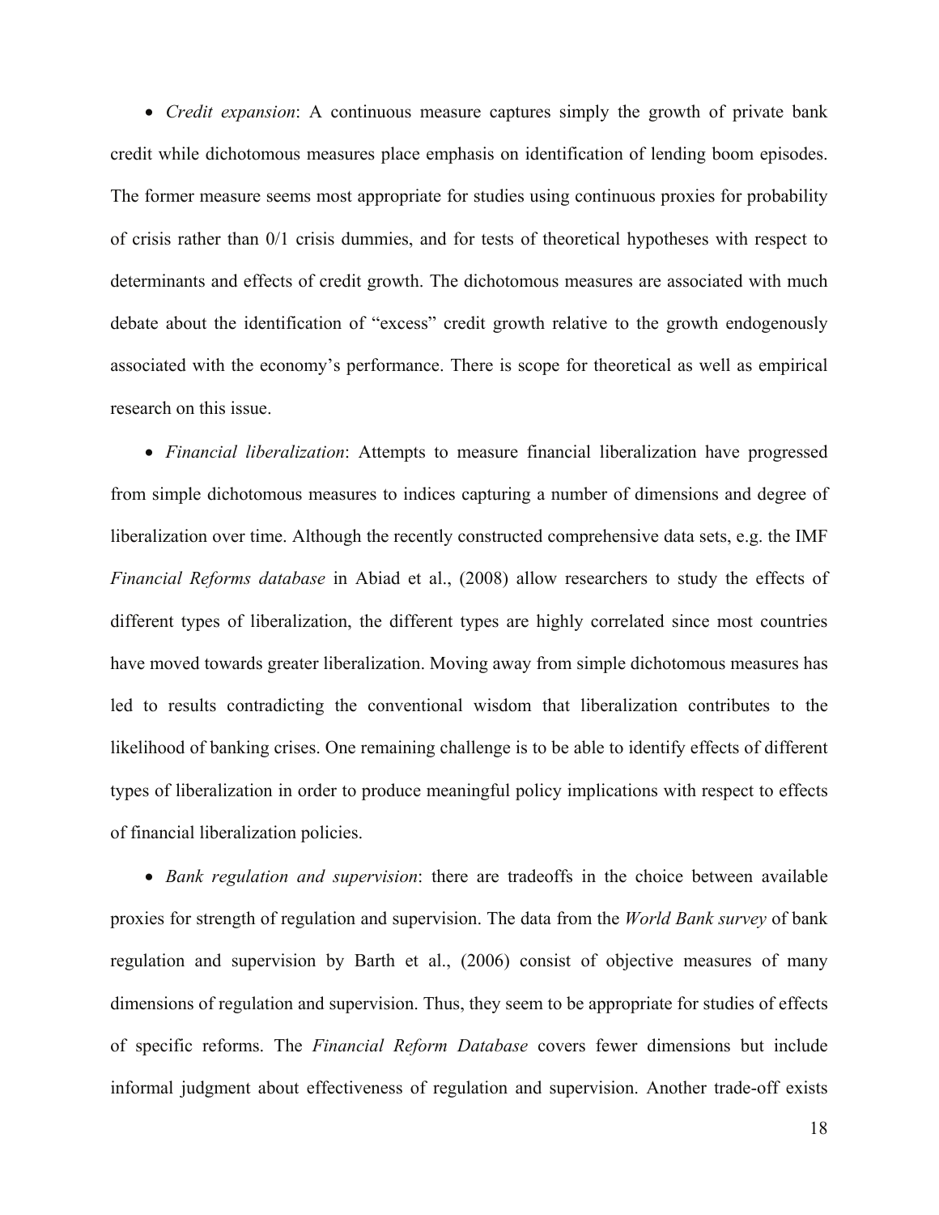- *Credit expansion*: A continuous measure captures simply the growth of private bank credit while dichotomous measures place emphasis on identification of lending boom episodes. The former measure seems most appropriate for studies using continuous proxies for probability of crisis rather than 0/1 crisis dummies, and for tests of theoretical hypotheses with respect to determinants and effects of credit growth. The dichotomous measures are associated with much debate about the identification of "excess" credit growth relative to the growth endogenously associated with the economy's performance. There is scope for theoretical as well as empirical research on this issue.

- *Financial liberalization*: Attempts to measure financial liberalization have progressed from simple dichotomous measures to indices capturing a number of dimensions and degree of liberalization over time. Although the recently constructed comprehensive data sets, e.g. the IMF *Financial Reforms database* in Abiad et al., (2008) allow researchers to study the effects of different types of liberalization, the different types are highly correlated since most countries have moved towards greater liberalization. Moving away from simple dichotomous measures has led to results contradicting the conventional wisdom that liberalization contributes to the likelihood of banking crises. One remaining challenge is to be able to identify effects of different types of liberalization in order to produce meaningful policy implications with respect to effects of financial liberalization policies.

- *Bank regulation and supervision*: there are tradeoffs in the choice between available proxies for strength of regulation and supervision. The data from the *World Bank survey* of bank regulation and supervision by Barth et al., (2006) consist of objective measures of many dimensions of regulation and supervision. Thus, they seem to be appropriate for studies of effects of specific reforms. The *Financial Reform Database* covers fewer dimensions but include informal judgment about effectiveness of regulation and supervision. Another trade-off exists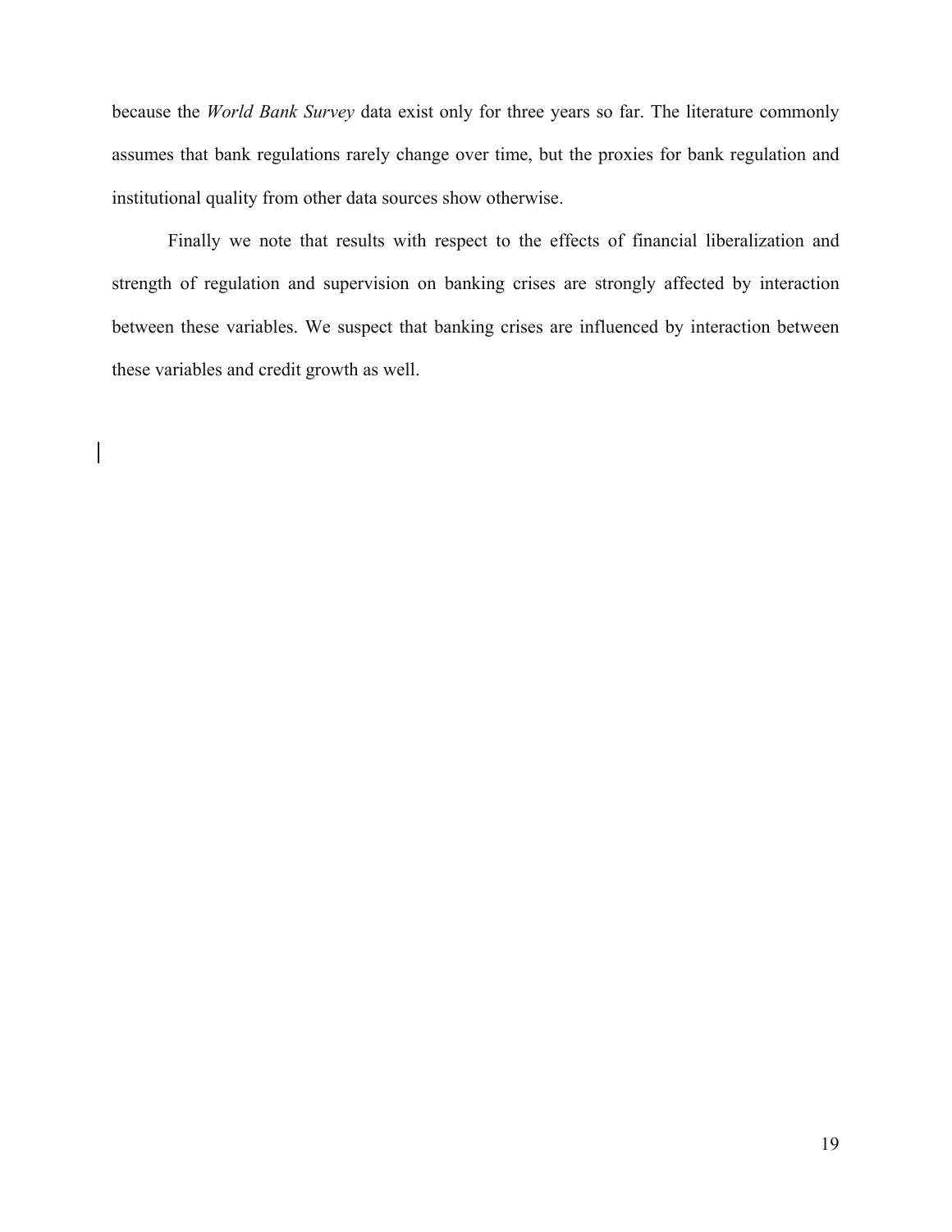because the *World Bank Survey* data exist only for three years so far. The literature commonly assumes that bank regulations rarely change over time, but the proxies for bank regulation and institutional quality from other data sources show otherwise.

Finally we note that results with respect to the effects of financial liberalization and strength of regulation and supervision on banking crises are strongly affected by interaction between these variables. We suspect that banking crises are influenced by interaction between these variables and credit growth as well.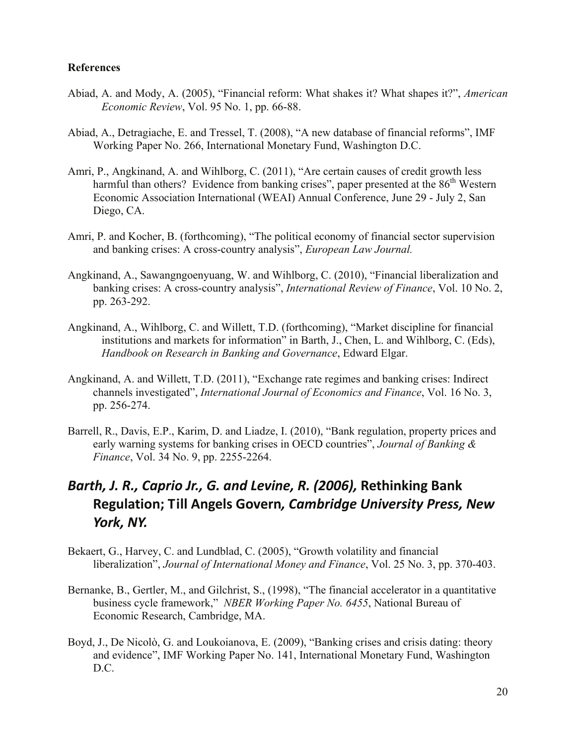**References**

Abiad, A. and Mody, A. (2005), "Financial reform: What shakes it? What shapes it?", *American Economic Review*, Vol. 95 No. 1, pp. 66-88.

Abiad, A., Detragiache, E. and Tressel, T. (2008), "A new database of financial reforms", IMF Working Paper No. 266, International Monetary Fund, Washington D.C.

Amri, P., Angkinand, A. and Wihlborg, C. (2011), "Are certain causes of credit growth less harmful than others? Evidence from banking crises", paper presented at the 86th Western Economic Association International (WEAI) Annual Conference, June 29 - July 2, San Diego, CA.

Amri, P. and Kocher, B. (forthcoming), "The political economy of financial sector supervision and banking crises: A cross-country analysis", *European Law Journal.*

Angkinand, A., Sawangngoenyuang, W. and Wihlborg, C. (2010), "Financial liberalization and banking crises: A cross-country analysis", *International Review of Finance*, Vol. 10 No. 2, pp. 263-292.

Angkinand, A., Wihlborg, C. and Willett, T.D. (forthcoming), "Market discipline for financial institutions and markets for information" in Barth, J., Chen, L. and Wihlborg, C. (Eds), *Handbook on Research in Banking and Governance*, Edward Elgar.

Angkinand, A. and Willett, T.D. (2011), "Exchange rate regimes and banking crises: Indirect channels investigated", *International Journal of Economics and Finance*, Vol. 16 No. 3, pp. 256-274.

Barrell, R., Davis, E.P., Karim, D. and Liadze, I. (2010), "Bank regulation, property prices and early warning systems for banking crises in OECD countries", *Journal of Banking & Finance*, Vol. 34 No. 9, pp. 2255-2264.

***Barth, J. R., Caprio Jr., G. and Levine, R. (2006),* Rethinking Bank Regulation; Till Angels Govern*, Cambridge University Press, New York, NY.***

Bekaert, G., Harvey, C. and Lundblad, C. (2005), "Growth volatility and financial liberalization", *Journal of International Money and Finance*, Vol. 25 No. 3, pp. 370-403.

Bernanke, B., Gertler, M., and Gilchrist, S., (1998), "The financial accelerator in a quantitative business cycle framework," *NBER Working Paper No. 6455*, National Bureau of Economic Research, Cambridge, MA.

Boyd, J., De Nicolò, G. and Loukoianova, E. (2009), "Banking crises and crisis dating: theory and evidence", IMF Working Paper No. 141, International Monetary Fund, Washington D.C.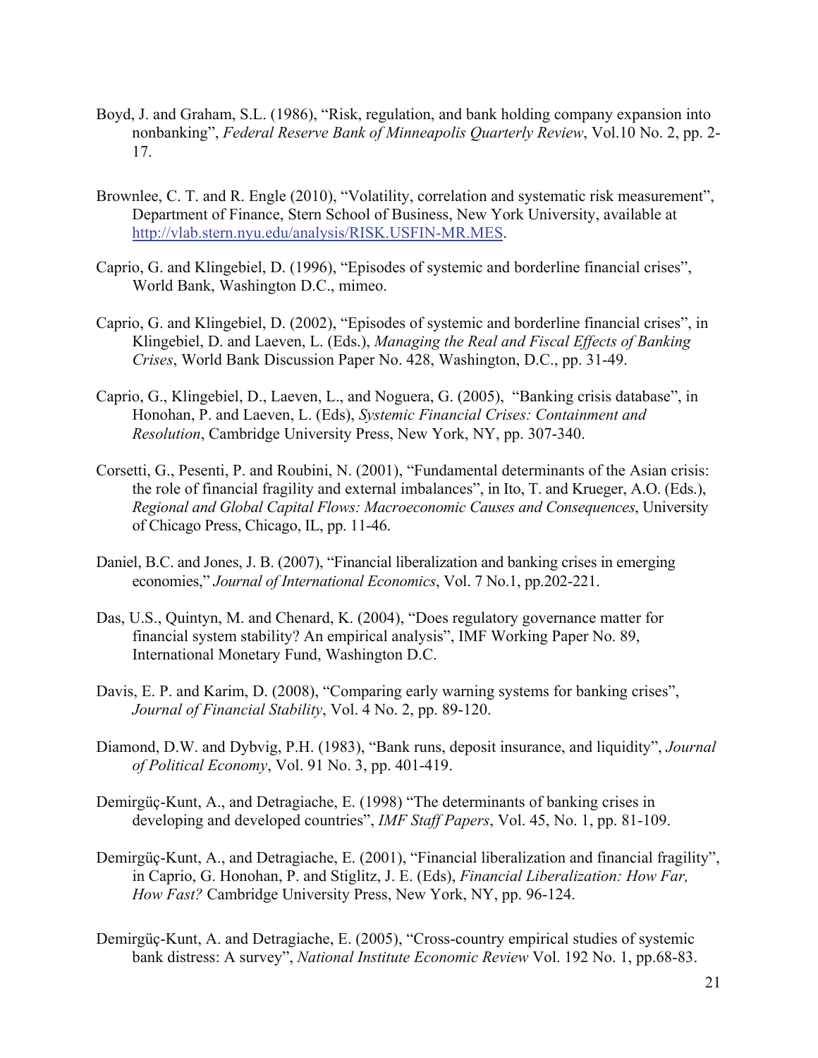Boyd, J. and Graham, S.L. (1986), "Risk, regulation, and bank holding company expansion into nonbanking", *Federal Reserve Bank of Minneapolis Quarterly Review*, Vol.10 No. 2, pp. 2-17.

Brownlee, C. T. and R. Engle (2010), "Volatility, correlation and systematic risk measurement", Department of Finance, Stern School of Business, New York University, available at http://vlab.stern.nyu.edu/analysis/RISK.USFIN-MR.MES.

Caprio, G. and Klingebiel, D. (1996), "Episodes of systemic and borderline financial crises", World Bank, Washington D.C., mimeo.

Caprio, G. and Klingebiel, D. (2002), "Episodes of systemic and borderline financial crises", in Klingebiel, D. and Laeven, L. (Eds.), *Managing the Real and Fiscal Effects of Banking Crises*, World Bank Discussion Paper No. 428, Washington, D.C., pp. 31-49.

Caprio, G., Klingebiel, D., Laeven, L., and Noguera, G. (2005), "Banking crisis database", in Honohan, P. and Laeven, L. (Eds), *Systemic Financial Crises: Containment and Resolution*, Cambridge University Press, New York, NY, pp. 307-340.

Corsetti, G., Pesenti, P. and Roubini, N. (2001), "Fundamental determinants of the Asian crisis: the role of financial fragility and external imbalances", in Ito, T. and Krueger, A.O. (Eds.), *Regional and Global Capital Flows: Macroeconomic Causes and Consequences*, University of Chicago Press, Chicago, IL, pp. 11-46.

Daniel, B.C. and Jones, J. B. (2007), "Financial liberalization and banking crises in emerging economies," *Journal of International Economics*, Vol. 7 No.1, pp.202-221.

Das, U.S., Quintyn, M. and Chenard, K. (2004), "Does regulatory governance matter for financial system stability? An empirical analysis", IMF Working Paper No. 89, International Monetary Fund, Washington D.C.

Davis, E. P. and Karim, D. (2008), "Comparing early warning systems for banking crises", *Journal of Financial Stability*, Vol. 4 No. 2, pp. 89-120.

Diamond, D.W. and Dybvig, P.H. (1983), "Bank runs, deposit insurance, and liquidity", *Journal of Political Economy*, Vol. 91 No. 3, pp. 401-419.

Demirgüç-Kunt, A., and Detragiache, E. (1998) "The determinants of banking crises in developing and developed countries", *IMF Staff Papers*, Vol. 45, No. 1, pp. 81-109.

Demirgüç-Kunt, A., and Detragiache, E. (2001), "Financial liberalization and financial fragility", in Caprio, G. Honohan, P. and Stiglitz, J. E. (Eds), *Financial Liberalization: How Far, How Fast?* Cambridge University Press, New York, NY, pp. 96-124.

Demirgüç-Kunt, A. and Detragiache, E. (2005), "Cross-country empirical studies of systemic bank distress: A survey", *National Institute Economic Review* Vol. 192 No. 1, pp.68-83.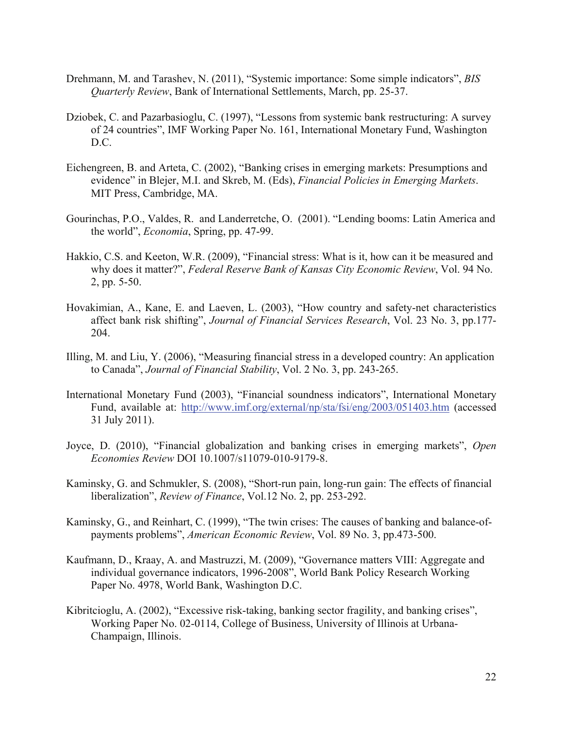Drehmann, M. and Tarashev, N. (2011), "Systemic importance: Some simple indicators", *BIS Quarterly Review*, Bank of International Settlements, March, pp. 25-37.

Dziobek, C. and Pazarbasioglu, C. (1997), "Lessons from systemic bank restructuring: A survey of 24 countries", IMF Working Paper No. 161, International Monetary Fund, Washington D.C.

Eichengreen, B. and Arteta, C. (2002), "Banking crises in emerging markets: Presumptions and evidence" in Blejer, M.I. and Skreb, M. (Eds), *Financial Policies in Emerging Markets*. MIT Press, Cambridge, MA.

Gourinchas, P.O., Valdes, R. and Landerretche, O. (2001). "Lending booms: Latin America and the world", *Economia*, Spring, pp. 47-99.

Hakkio, C.S. and Keeton, W.R. (2009), "Financial stress: What is it, how can it be measured and why does it matter?", *Federal Reserve Bank of Kansas City Economic Review*, Vol. 94 No. 2, pp. 5-50.

Hovakimian, A., Kane, E. and Laeven, L. (2003), "How country and safety-net characteristics affect bank risk shifting", *Journal of Financial Services Research*, Vol. 23 No. 3, pp.177-204.

Illing, M. and Liu, Y. (2006), "Measuring financial stress in a developed country: An application to Canada", *Journal of Financial Stability*, Vol. 2 No. 3, pp. 243-265.

International Monetary Fund (2003), "Financial soundness indicators", International Monetary Fund, available at: http://www.imf.org/external/np/sta/fsi/eng/2003/051403.htm (accessed 31 July 2011).

Joyce, D. (2010), "Financial globalization and banking crises in emerging markets", *Open Economies Review* DOI 10.1007/s11079-010-9179-8.

Kaminsky, G. and Schmukler, S. (2008), "Short-run pain, long-run gain: The effects of financial liberalization", *Review of Finance*, Vol.12 No. 2, pp. 253-292.

Kaminsky, G., and Reinhart, C. (1999), "The twin crises: The causes of banking and balance-of-payments problems", *American Economic Review*, Vol. 89 No. 3, pp.473-500.

Kaufmann, D., Kraay, A. and Mastruzzi, M. (2009), "Governance matters VIII: Aggregate and individual governance indicators, 1996-2008", World Bank Policy Research Working Paper No. 4978, World Bank, Washington D.C.

Kibritcioglu, A. (2002), "Excessive risk-taking, banking sector fragility, and banking crises", Working Paper No. 02-0114, College of Business, University of Illinois at Urbana-Champaign, Illinois.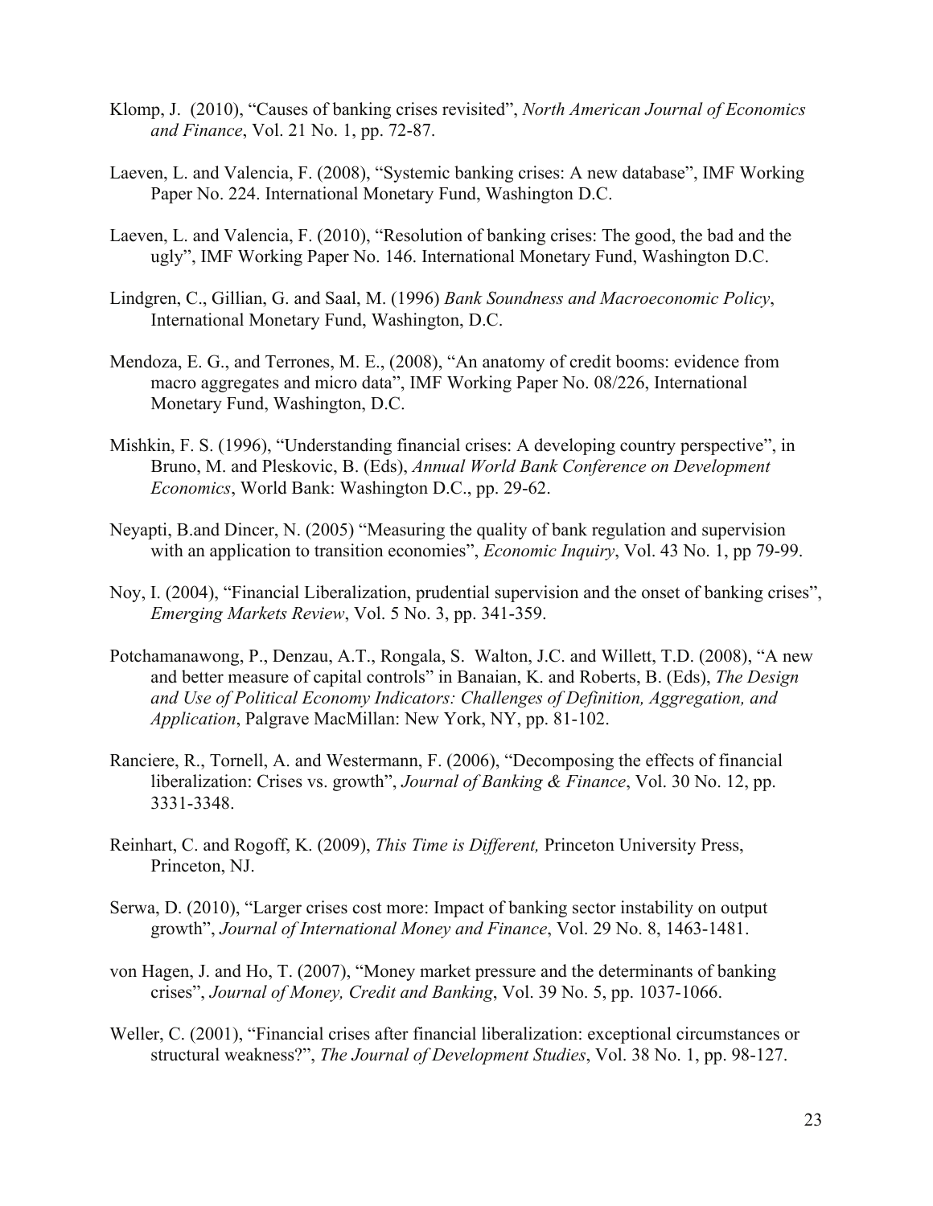Klomp, J. (2010), "Causes of banking crises revisited", *North American Journal of Economics and Finance*, Vol. 21 No. 1, pp. 72-87.

Laeven, L. and Valencia, F. (2008), "Systemic banking crises: A new database", IMF Working Paper No. 224. International Monetary Fund, Washington D.C.

Laeven, L. and Valencia, F. (2010), "Resolution of banking crises: The good, the bad and the ugly", IMF Working Paper No. 146. International Monetary Fund, Washington D.C.

Lindgren, C., Gillian, G. and Saal, M. (1996) *Bank Soundness and Macroeconomic Policy*, International Monetary Fund, Washington, D.C.

Mendoza, E. G., and Terrones, M. E., (2008), "An anatomy of credit booms: evidence from macro aggregates and micro data", IMF Working Paper No. 08/226, International Monetary Fund, Washington, D.C.

Mishkin, F. S. (1996), "Understanding financial crises: A developing country perspective", in Bruno, M. and Pleskovic, B. (Eds), *Annual World Bank Conference on Development Economics*, World Bank: Washington D.C., pp. 29-62.

Neyapti, B.and Dincer, N. (2005) "Measuring the quality of bank regulation and supervision with an application to transition economies", *Economic Inquiry*, Vol. 43 No. 1, pp 79-99.

Noy, I. (2004), "Financial Liberalization, prudential supervision and the onset of banking crises", *Emerging Markets Review*, Vol. 5 No. 3, pp. 341-359.

Potchamanawong, P., Denzau, A.T., Rongala, S. Walton, J.C. and Willett, T.D. (2008), "A new and better measure of capital controls" in Banaian, K. and Roberts, B. (Eds), *The Design and Use of Political Economy Indicators: Challenges of Definition, Aggregation, and Application*, Palgrave MacMillan: New York, NY, pp. 81-102.

Ranciere, R., Tornell, A. and Westermann, F. (2006), "Decomposing the effects of financial liberalization: Crises vs. growth", *Journal of Banking & Finance*, Vol. 30 No. 12, pp. 3331-3348.

Reinhart, C. and Rogoff, K. (2009), *This Time is Different,* Princeton University Press, Princeton, NJ.

Serwa, D. (2010), "Larger crises cost more: Impact of banking sector instability on output growth", *Journal of International Money and Finance*, Vol. 29 No. 8, 1463-1481.

von Hagen, J. and Ho, T. (2007), "Money market pressure and the determinants of banking crises", *Journal of Money, Credit and Banking*, Vol. 39 No. 5, pp. 1037-1066.

Weller, C. (2001), "Financial crises after financial liberalization: exceptional circumstances or structural weakness?", *The Journal of Development Studies*, Vol. 38 No. 1, pp. 98-127.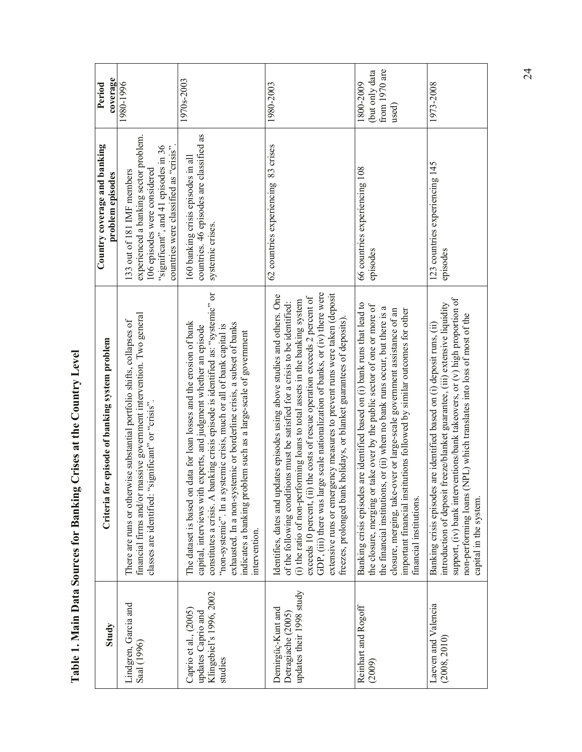# Table 1. Main Data Sources for Banking Crises at the Country Level

| Study | Criteria for episode of banking system problem | Country coverage and banking problem episodes | Period coverage |
|---|---|---|---|
| Lindgren, Garcia and Saal (1996) | There are runs or otherwise substantial portfolio shifts, collapses of financial firms and/or massive government intervention. Two general classes are identified: "significant" or "crisis". | 133 out of 181 IMF members experienced a banking sector problem. 106 episodes were considered "significant", and 41 episodes in 36 countries were classified as "crisis". | 1980-1996 |
| Caprio et al., (2005) updates Caprio and Klingebiel's 1996, 2002 studies | The dataset is based on data for loan losses and the erosion of bank capital, interviews with experts, and judgment whether an episode constitutes a crisis. A banking crisis episode is identified as: "systemic" or "non-systemic". In a systemic crisis, much or all of bank capital is exhausted. In a non-systemic or borderline crisis, a subset of banks indicates a banking problem such as a large-scale of government intervention. | 160 banking crisis episodes in all countries. 46 episodes are classified as systemic crises. | 1970s-2003 |
| Demirgüç-Kunt and Detragiache (2005) updates their 1998 study | Identifies, dates and updates episodes using above studies and others. One of the following conditions must be satisfied for a crisis to be identified: (i) the ratio of non-performing loans to total assets in the banking system exceeds 10 percent, (ii) the costs of rescue operation exceeds 2 percent of GDP, (iii) there was large scale nationalization of banks, or (iv) there were extensive runs or emergency measures to prevent runs were taken (deposit freezes, prolonged bank holidays, or blanket guarantees of deposits). | 62 countries experiencing 83 crises | 1980-2003 |
| Reinhart and Rogoff (2009) | Banking crisis episodes are identified based on (i) bank runs that lead to the closure, merging or take over by the public sector of one or more of the financial institutions, or (ii) when no bank runs occur, but there is a closure, merging, take-over or large-scale government assistance of an important financial institutions followed by similar outcomes for other financial institutions. | 66 countries experiencing 108 episodes | 1800-2009 (but only data from 1970 are used) |
| Laeven and Valencia (2008, 2010) | Banking crisis episodes are identified based on (i) deposit runs, (ii) introduction of deposit freeze/blanket guarantee, (iii) extensive liquidity support, (iv) bank interventions/bank takeovers, or (v) high proportion of non-performing loans (NPL) which translates into loss of most of the capital in the system. | 123 countries experiencing 145 episodes | 1973-2008 |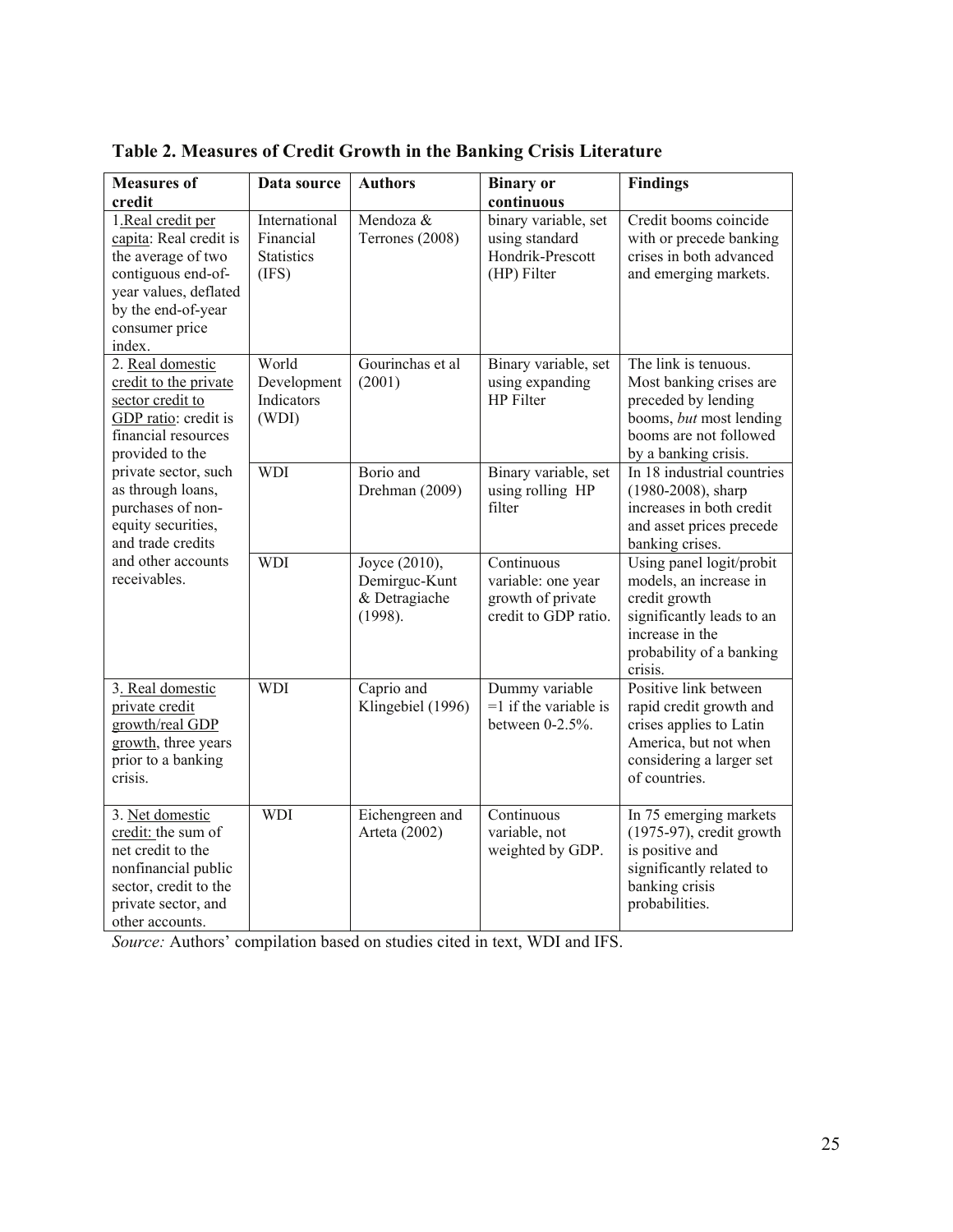**Table 2. Measures of Credit Growth in the Banking Crisis Literature**

| Measures of credit | Data source | Authors | Binary or continuous | Findings |
|---|---|---|---|---|
| 1. Real credit per capita: Real credit is the average of two contiguous end-of-year values, deflated by the end-of-year consumer price index. | International Financial Statistics (IFS) | Mendoza & Terrones (2008) | binary variable, set using standard Hondrik-Prescott (HP) Filter | Credit booms coincide with or precede banking crises in both advanced and emerging markets. |
| 2. Real domestic credit to the private sector credit to GDP ratio: credit is financial resources provided to the private sector, such as through loans, purchases of non-equity securities, and trade credits and other accounts receivables. | World Development Indicators (WDI) | Gourinchas et al (2001) | Binary variable, set using expanding HP Filter | The link is tenuous. Most banking crises are preceded by lending booms, *but* most lending booms are not followed by a banking crisis. |
| | WDI | Borio and Drehman (2009) | Binary variable, set using rolling HP filter | In 18 industrial countries (1980-2008), sharp increases in both credit and asset prices precede banking crises. |
| | WDI | Joyce (2010), Demirguc-Kunt & Detragiache (1998). | Continuous variable: one year growth of private credit to GDP ratio. | Using panel logit/probit models, an increase in credit growth significantly leads to an increase in the probability of a banking crisis. |
| 3. Real domestic private credit growth/real GDP growth, three years prior to a banking crisis. | WDI | Caprio and Klingebiel (1996) | Dummy variable =1 if the variable is between 0-2.5%. | Positive link between rapid credit growth and crises applies to Latin America, but not when considering a larger set of countries. |
| 3. Net domestic credit: the sum of net credit to the nonfinancial public sector, credit to the private sector, and other accounts. | WDI | Eichengreen and Arteta (2002) | Continuous variable, not weighted by GDP. | In 75 emerging markets (1975-97), credit growth is positive and significantly related to banking crisis probabilities. |

*Source:* Authors' compilation based on studies cited in text, WDI and IFS.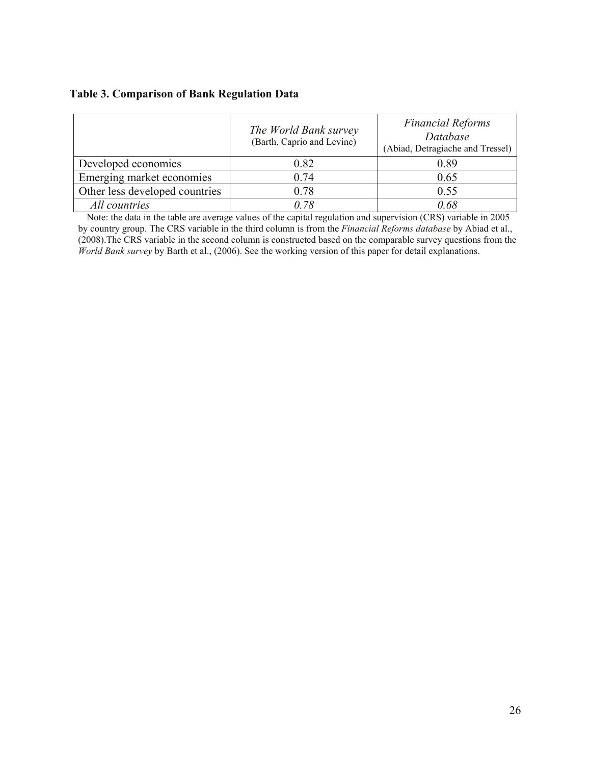**Table 3. Comparison of Bank Regulation Data**

| | *The World Bank survey* (Barth, Caprio and Levine) | *Financial Reforms Database* (Abiad, Detragiache and Tressel) |
|---|---|---|
| Developed economies | 0.82 | 0.89 |
| Emerging market economies | 0.74 | 0.65 |
| Other less developed countries | 0.78 | 0.55 |
| *All countries* | *0.78* | *0.68* |

Note: the data in the table are average values of the capital regulation and supervision (CRS) variable in 2005 by country group. The CRS variable in the third column is from the *Financial Reforms database* by Abiad et al., (2008).The CRS variable in the second column is constructed based on the comparable survey questions from the *World Bank survey* by Barth et al., (2006). See the working version of this paper for detail explanations.